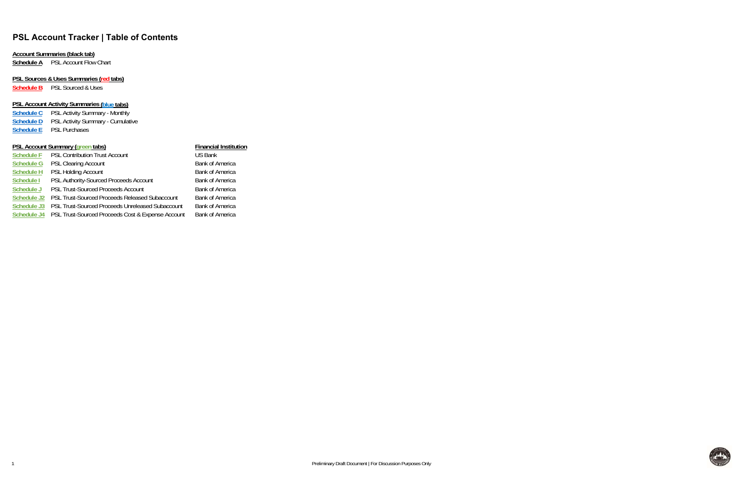# PSL Account Tracker | Table of Contents

**Account Summaries (black tab)**

**Schedule A** PSL Account Flow Chart

**PSL Sources & Uses Summaries (red tabs)**

**Schedule B** PSL Sourced & Uses

**PSL Account Activity Summaries (blue tabs)**

**Schedule C** PSL Activity Summary - Monthly
**Schedule D** PSL Activity Summary - Cumulative
**Schedule E** PSL Purchases

| PSL Account Summary (green tabs) | | Financial Institution |
|---|---|---|
| Schedule F | PSL Contribution Trust Account | US Bank |
| Schedule G | PSL Clearing Account | Bank of America |
| Schedule H | PSL Holding Account | Bank of America |
| Schedule I | PSL Authority-Sourced Proceeds Account | Bank of America |
| Schedule J | PSL Trust-Sourced Proceeds Account | Bank of America |
| Schedule J2 | PSL Trust-Sourced Proceeds Released Subaccount | Bank of America |
| Schedule J3 | PSL Trust-Sourced Proceeds Unreleased Subaccount | Bank of America |
| Schedule J4 | PSL Trust-Sourced Proceeds Cost & Expense Account | Bank of America |

Preliminary Draft Document | For Discussion Purposes Only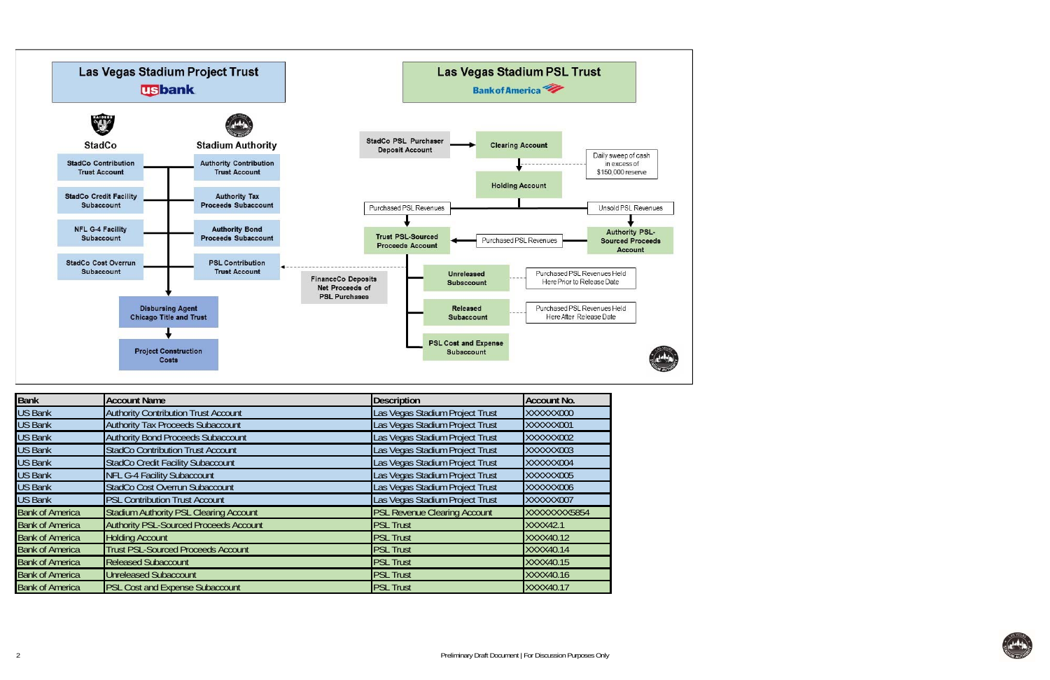## Las Vegas Stadium Project Trust

usbank

**StadCo**

- StadCo Contribution Trust Account
- StadCo Credit Facility Subaccount
- NFL G-4 Facility Subaccount
- StadCo Cost Overrun Subaccount

**Stadium Authority**

- Authority Contribution Trust Account
- Authority Tax Proceeds Subaccount
- Authority Bond Proceeds Subaccount
- PSL Contribution Trust Account

Disbursing Agent Chicago Title and Trust

Project Construction Costs

## Las Vegas Stadium PSL Trust

Bank of America

- StadCo PSL Purchaser Deposit Account → Clearing Account
- Daily sweep of cash in excess of $150,000 reserve
- Holding Account
- Purchased PSL Revenues → Trust PSL-Sourced Proceeds Account
- Unsold PSL Revenues → Authority PSL-Sourced Proceeds Account
- Purchased PSL Revenues (Authority PSL-Sourced Proceeds Account → Trust PSL-Sourced Proceeds Account)
- FinanceCo Deposits Net Proceeds of PSL Purchases (→ PSL Contribution Trust Account)
- Unreleased Subaccount — Purchased PSL Revenues Held Here Prior to Release Date
- Released Subaccount — Purchased PSL Revenues Held Here After Release Date
- PSL Cost and Expense Subaccount

| Bank | Account Name | Description | Account No. |
|---|---|---|---|
| US Bank | Authority Contribution Trust Account | Las Vegas Stadium Project Trust | XXXXXX000 |
| US Bank | Authority Tax Proceeds Subaccount | Las Vegas Stadium Project Trust | XXXXXX001 |
| US Bank | Authority Bond Proceeds Subaccount | Las Vegas Stadium Project Trust | XXXXXX002 |
| US Bank | StadCo Contribution Trust Account | Las Vegas Stadium Project Trust | XXXXXX003 |
| US Bank | StadCo Credit Facility Subaccount | Las Vegas Stadium Project Trust | XXXXXX004 |
| US Bank | NFL G-4 Facility Subaccount | Las Vegas Stadium Project Trust | XXXXXX005 |
| US Bank | StadCo Cost Overrun Subaccount | Las Vegas Stadium Project Trust | XXXXXX006 |
| US Bank | PSL Contribution Trust Account | Las Vegas Stadium Project Trust | XXXXXX007 |
| Bank of America | Stadium Authority PSL Clearing Account | PSL Revenue Clearing Account | XXXXXXXX5854 |
| Bank of America | Authority PSL-Sourced Proceeds Account | PSL Trust | XXXX42.1 |
| Bank of America | Holding Account | PSL Trust | XXXX40.12 |
| Bank of America | Trust PSL-Sourced Proceeds Account | PSL Trust | XXXX40.14 |
| Bank of America | Released Subaccount | PSL Trust | XXXX40.15 |
| Bank of America | Unreleased Subaccount | PSL Trust | XXXX40.16 |
| Bank of America | PSL Cost and Expense Subaccount | PSL Trust | XXXX40.17 |

Preliminary Draft Document | For Discussion Purposes Only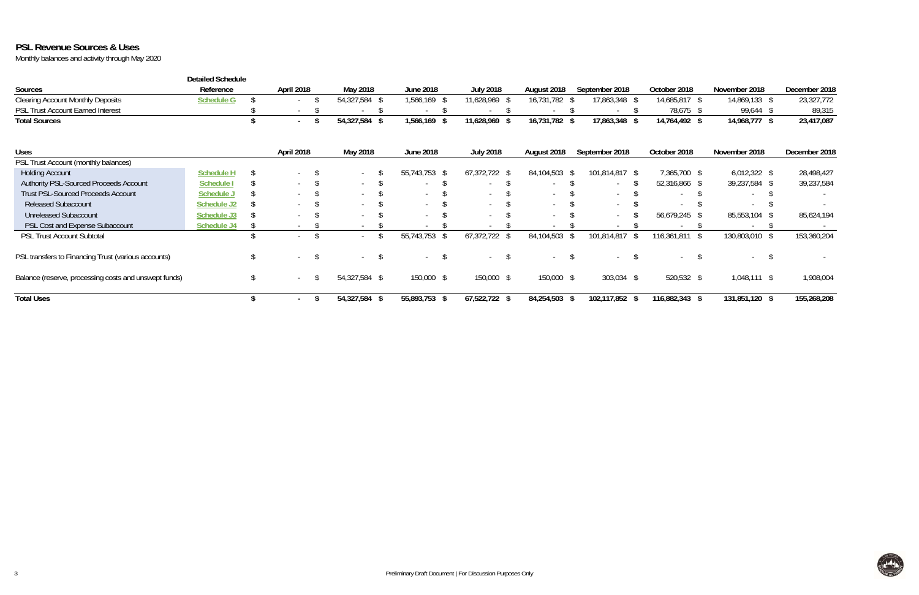# PSL Revenue Sources & Uses

Monthly balances and activity through May 2020

| Sources | Detailed Schedule Reference | April 2018 | May 2018 | June 2018 | July 2018 | August 2018 | September 2018 | October 2018 | November 2018 | December 2018 |
|---|---|---|---|---|---|---|---|---|---|---|
| Clearing Account Monthly Deposits | Schedule G | $ - | $ 54,327,584 | $ 1,566,169 | $ 11,628,969 | $ 16,731,782 | $ 17,863,348 | $ 14,685,817 | $ 14,869,133 | $ 23,327,772 |
| PSL Trust Account Earned Interest | | $ - | $ - | $ - | $ - | $ - | $ - | $ 78,675 | $ 99,644 | $ 89,315 |
| **Total Sources** | | **$ -** | **$ 54,327,584** | **$ 1,566,169** | **$ 11,628,969** | **$ 16,731,782** | **$ 17,863,348** | **$ 14,764,492** | **$ 14,968,777** | **$ 23,417,087** |

| Uses | Detailed Schedule Reference | April 2018 | May 2018 | June 2018 | July 2018 | August 2018 | September 2018 | October 2018 | November 2018 | December 2018 |
|---|---|---|---|---|---|---|---|---|---|---|
| PSL Trust Account (monthly balances) | | | | | | | | | | |
| Holding Account | Schedule H | $ - | $ - | $ 55,743,753 | $ 67,372,722 | $ 84,104,503 | $ 101,814,817 | $ 7,365,700 | $ 6,012,322 | $ 28,498,427 |
| Authority PSL-Sourced Proceeds Account | Schedule I | $ - | $ - | $ - | $ - | $ - | $ - | $ 52,316,866 | $ 39,237,584 | $ 39,237,584 |
| Trust PSL-Sourced Proceeds Account | Schedule J | $ - | $ - | $ - | $ - | $ - | $ - | $ - | $ - | $ - |
| Released Subaccount | Schedule J2 | $ - | $ - | $ - | $ - | $ - | $ - | $ - | $ - | $ - |
| Unreleased Subaccount | Schedule J3 | $ - | $ - | $ - | $ - | $ - | $ - | $ 56,679,245 | $ 85,553,104 | $ 85,624,194 |
| PSL Cost and Expense Subaccount | Schedule J4 | $ - | $ - | $ - | $ - | $ - | $ - | $ - | $ - | $ - |
| PSL Trust Account Subtotal | | $ - | $ - | $ 55,743,753 | $ 67,372,722 | $ 84,104,503 | $ 101,814,817 | $ 116,361,811 | $ 130,803,010 | $ 153,360,204 |
| PSL transfers to Financing Trust (various accounts) | | $ - | $ - | $ - | $ - | $ - | $ - | $ - | $ - | $ - |
| Balance (reserve, processing costs and unswept funds) | | $ - | $ 54,327,584 | $ 150,000 | $ 150,000 | $ 150,000 | $ 303,034 | $ 520,532 | $ 1,048,111 | $ 1,908,004 |
| **Total Uses** | | **$ -** | **$ 54,327,584** | **$ 55,893,753** | **$ 67,522,722** | **$ 84,254,503** | **$ 102,117,852** | **$ 116,882,343** | **$ 131,851,120** | **$ 155,268,208** |

Preliminary Draft Document | For Discussion Purposes Only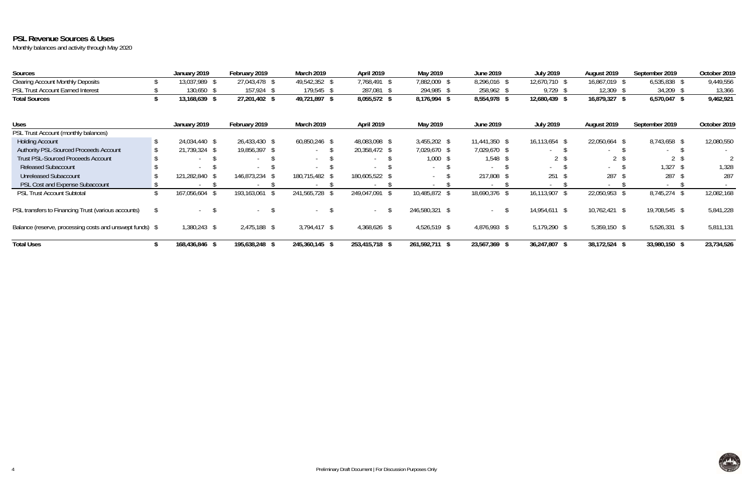# PSL Revenue Sources & Uses

Monthly balances and activity through May 2020

| Sources | January 2019 | February 2019 | March 2019 | April 2019 | May 2019 | June 2019 | July 2019 | August 2019 | September 2019 | October 2019 |
|---|---|---|---|---|---|---|---|---|---|---|
| Clearing Account Monthly Deposits | $ 13,037,989 | $ 27,043,478 | $ 49,542,352 | $ 7,768,491 | $ 7,882,009 | $ 8,296,016 | $ 12,670,710 | $ 16,867,019 | $ 6,535,838 | $ 9,449,556 |
| PSL Trust Account Earned Interest | $ 130,650 | $ 157,924 | $ 179,545 | $ 287,081 | $ 294,985 | $ 258,962 | $ 9,729 | $ 12,309 | $ 34,209 | $ 13,366 |
| **Total Sources** | **$ 13,168,639** | **$ 27,201,402** | **$ 49,721,897** | **$ 8,055,572** | **$ 8,176,994** | **$ 8,554,978** | **$ 12,680,439** | **$ 16,879,327** | **$ 6,570,047** | **$ 9,462,921** |

| Uses | January 2019 | February 2019 | March 2019 | April 2019 | May 2019 | June 2019 | July 2019 | August 2019 | September 2019 | October 2019 |
|---|---|---|---|---|---|---|---|---|---|---|
| PSL Trust Account (monthly balances) | | | | | | | | | | |
| Holding Account | $ 24,034,440 | $ 26,433,430 | $ 60,850,246 | $ 48,083,098 | $ 3,455,202 | $ 11,441,350 | $ 16,113,654 | $ 22,050,664 | $ 8,743,658 | $ 12,080,550 |
| Authority PSL-Sourced Proceeds Account | $ 21,739,324 | $ 19,856,397 | $ - | $ 20,358,472 | $ 7,029,670 | $ 7,029,670 | $ - | $ - | $ - | $ - |
| Trust PSL-Sourced Proceeds Account | $ - | $ - | $ - | $ - | $ 1,000 | $ 1,548 | $ 2 | $ 2 | $ 2 | $ 2 |
| Released Subaccount | $ - | $ - | $ - | $ - | $ - | $ - | $ - | $ - | $ 1,327 | $ 1,328 |
| Unreleased Subaccount | $ 121,282,840 | $ 146,873,234 | $ 180,715,482 | $ 180,605,522 | $ - | $ 217,808 | $ 251 | $ 287 | $ 287 | $ 287 |
| PSL Cost and Expense Subaccount | $ - | $ - | $ - | $ - | $ - | $ - | $ - | $ - | $ - | $ - |
| PSL Trust Account Subtotal | $ 167,056,604 | $ 193,163,061 | $ 241,565,728 | $ 249,047,091 | $ 10,485,872 | $ 18,690,376 | $ 16,113,907 | $ 22,050,953 | $ 8,745,274 | $ 12,082,168 |
| PSL transfers to Financing Trust (various accounts) | $ - | $ - | $ - | $ - | $ 246,580,321 | $ - | $ 14,954,611 | $ 10,762,421 | $ 19,708,545 | $ 5,841,228 |
| Balance (reserve, processing costs and unswept funds) | $ 1,380,243 | $ 2,475,188 | $ 3,794,417 | $ 4,368,626 | $ 4,526,519 | $ 4,876,993 | $ 5,179,290 | $ 5,359,150 | $ 5,526,331 | $ 5,811,131 |
| **Total Uses** | **$ 168,436,846** | **$ 195,638,248** | **$ 245,360,145** | **$ 253,415,718** | **$ 261,592,711** | **$ 23,567,369** | **$ 36,247,807** | **$ 38,172,524** | **$ 33,980,150** | **$ 23,734,526** |

Preliminary Draft Document | For Discussion Purposes Only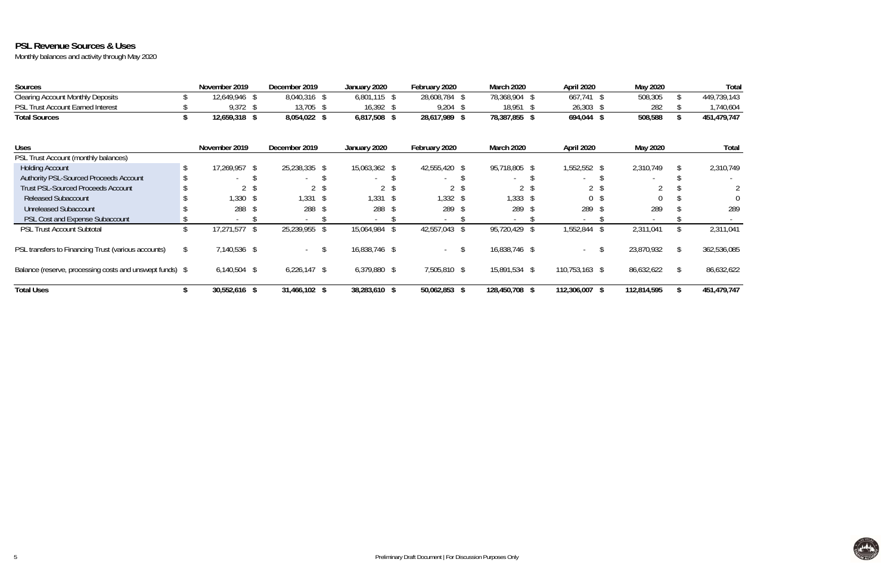**PSL Revenue Sources & Uses**

Monthly balances and activity through May 2020

| Sources | November 2019 | December 2019 | January 2020 | February 2020 | March 2020 | April 2020 | May 2020 | Total |
|---|---|---|---|---|---|---|---|---|
| Clearing Account Monthly Deposits | $ 12,649,946 | $ 8,040,316 | $ 6,801,115 | $ 28,608,784 | $ 78,368,904 | $ 667,741 | $ 508,305 | $ 449,739,143 |
| PSL Trust Account Earned Interest | $ 9,372 | $ 13,705 | $ 16,392 | $ 9,204 | $ 18,951 | $ 26,303 | $ 282 | $ 1,740,604 |
| **Total Sources** | **$ 12,659,318** | **$ 8,054,022** | **$ 6,817,508** | **$ 28,617,989** | **$ 78,387,855** | **$ 694,044** | **$ 508,588** | **$ 451,479,747** |

| Uses | November 2019 | December 2019 | January 2020 | February 2020 | March 2020 | April 2020 | May 2020 | Total |
|---|---|---|---|---|---|---|---|---|
| PSL Trust Account (monthly balances) | | | | | | | | |
| Holding Account | $ 17,269,957 | $ 25,238,335 | $ 15,063,362 | $ 42,555,420 | $ 95,718,805 | $ 1,552,552 | $ 2,310,749 | $ 2,310,749 |
| Authority PSL-Sourced Proceeds Account | $ - | $ - | $ - | $ - | $ - | $ - | $ - | $ - |
| Trust PSL-Sourced Proceeds Account | $ 2 | $ 2 | $ 2 | $ 2 | $ 2 | $ 2 | $ 2 | $ 2 |
| Released Subaccount | $ 1,330 | $ 1,331 | $ 1,331 | $ 1,332 | $ 1,333 | $ 0 | $ 0 | $ 0 |
| Unreleased Subaccount | $ 288 | $ 288 | $ 288 | $ 289 | $ 289 | $ 289 | $ 289 | $ 289 |
| PSL Cost and Expense Subaccount | $ - | $ - | $ - | $ - | $ - | $ - | $ - | $ - |
| PSL Trust Account Subtotal | $ 17,271,577 | $ 25,239,955 | $ 15,064,984 | $ 42,557,043 | $ 95,720,429 | $ 1,552,844 | $ 2,311,041 | $ 2,311,041 |
| PSL transfers to Financing Trust (various accounts) | $ 7,140,536 | $ - | $ 16,838,746 | $ - | $ 16,838,746 | $ - | $ 23,870,932 | $ 362,536,085 |
| Balance (reserve, processing costs and unswept funds) | $ 6,140,504 | $ 6,226,147 | $ 6,379,880 | $ 7,505,810 | $ 15,891,534 | $ 110,753,163 | $ 86,632,622 | $ 86,632,622 |
| **Total Uses** | **$ 30,552,616** | **$ 31,466,102** | **$ 38,283,610** | **$ 50,062,853** | **$ 128,450,708** | **$ 112,306,007** | **$ 112,814,595** | **$ 451,479,747** |

Preliminary Draft Document | For Discussion Purposes Only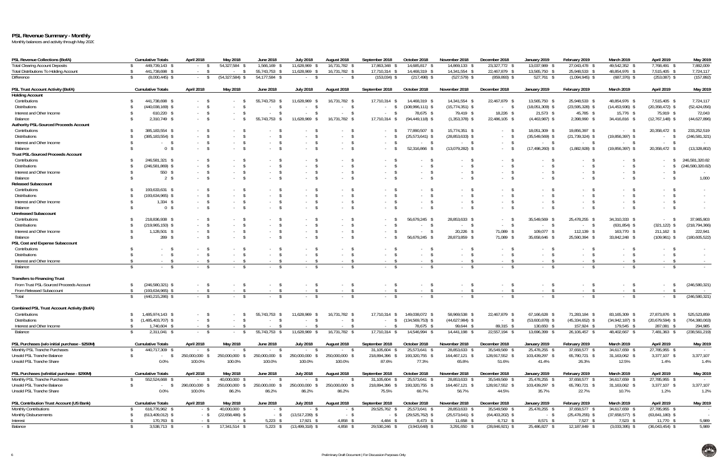# PSL Revenue Summary - Monthly

Monthly balances and activity through May 2020

| PSL Revenue Collections (BofA) | Cumulative Totals | April 2018 | May 2018 | June 2018 | July 2018 | August 2018 | September 2018 | October 2018 | November 2018 | December 2018 | January 2019 | February 2019 | March 2019 | April 2019 | May 2019 |
|---|---|---|---|---|---|---|---|---|---|---|---|---|---|---|---|
| Total Clearing Account Deposits | $ 449,739,143 | $ - | $ 54,327,584 | $ 1,566,169 | $ 11,628,969 | $ 16,731,782 | $ 17,863,348 | $ 14,685,817 | $ 14,869,133 | $ 23,327,772 | $ 13,037,989 | $ 27,043,478 | $ 49,542,352 | $ 7,768,491 | $ 7,882,009 |
| Total Distributions To Holding Account | $ 441,738,698 | $ - | $ - | $ 55,743,753 | $ 11,628,969 | $ 16,731,782 | $ 17,710,314 | $ 14,468,319 | $ 14,341,554 | $ 22,467,879 | $ 13,565,750 | $ 25,948,533 | $ 48,854,976 | $ 7,515,405 | $ 7,724,117 |
| Difference | $ (8,000,445) | $ - | $ (54,327,584) | $ 54,177,584 | $ - | $ - | $ (153,034) | $ (217,498) | $ (527,579) | $ (859,893) | $ 527,761 | $ (1,094,945) | $ (687,376) | $ (253,087) | $ (157,892) |

| PSL Trust Account Activity (BofA) | Cumulative Totals | April 2018 | May 2018 | June 2018 | July 2018 | August 2018 | September 2018 | October 2018 | November 2018 | December 2018 | January 2019 | February 2019 | March 2019 | April 2019 | May 2019 |
|---|---|---|---|---|---|---|---|---|---|---|---|---|---|---|---|
| **Holding Account** | | | | | | | | | | | | | | | |
| Contributions | $ 441,738,698 | $ - | $ - | $ 55,743,753 | $ 11,628,969 | $ 16,731,782 | $ 17,710,314 | $ 14,468,319 | $ 14,341,554 | $ 22,467,879 | $ 13,565,750 | $ 25,948,533 | $ 48,854,976 | $ 7,515,405 | $ 7,724,117 |
| Distributions | $ (440,038,169) | $ - | $ - | $ - | $ - | $ - | $ - | $ (108,996,111) | $ (15,774,351) | $ - | $ (18,051,309) | $ (23,595,328) | $ (14,453,936) | $ (20,358,472) | $ (52,424,056) |
| Interest and Other Income | $ 610,220 | $ - | $ - | $ - | $ - | $ - | $ - | $ 78,675 | $ 79,419 | $ 18,226 | $ 21,573 | $ 45,785 | $ 15,776 | $ 75,919 | $ 72,043 |
| Balance | $ 2,310,749 | $ - | $ - | $ 55,743,753 | $ 11,628,969 | $ 16,731,782 | $ 17,710,314 | $ (94,449,118) | $ (1,353,378) | $ 22,486,105 | $ (4,463,987) | $ 2,398,990 | $ 34,416,816 | $ (12,767,148) | $ (44,627,896) |
| **Authority PSL-Sourced Proceeds Account** | | | | | | | | | | | | | | | |
| Contributions | $ 385,183,554 | $ - | $ - | $ - | $ - | $ - | $ - | $ 77,890,507 | $ 15,774,351 | $ - | $ 18,051,309 | $ 19,856,397 | $ - | $ 20,358,472 | $ 233,252,519 |
| Distributions | $ (385,183,554) | $ - | $ - | $ - | $ - | $ - | $ - | $ (25,573,641) | $ (28,853,633) | $ - | $ (35,549,569) | $ (21,739,324) | $ (19,856,397) | $ - | $ (246,581,321) |
| Interest and Other Income | $ - | $ - | $ - | $ - | $ - | $ - | $ - | $ - | $ - | $ - | $ - | $ - | $ - | $ - | $ - |
| Balance | $ 0 | $ - | $ - | $ - | $ - | $ - | $ - | $ 52,316,866 | $ (13,079,282) | $ - | $ (17,498,260) | $ (1,882,928) | $ (19,856,397) | $ 20,358,472 | $ (13,328,802) |
| **Trust PSL-Sourced Proceeds Account** | | | | | | | | | | | | | | | |
| Contributions | $ 246,581,321 | $ - | $ - | $ - | $ - | $ - | $ - | $ - | $ - | $ - | $ - | $ - | $ - | $ - | $ 246,581,320.82 |
| Distributions | $ (246,581,869) | $ - | $ - | $ - | $ - | $ - | $ - | $ - | $ - | $ - | $ - | $ - | $ - | $ - | $ (246,580,320.82) |
| Interest and Other Income | $ 550 | $ - | $ - | $ - | $ - | $ - | $ - | $ - | $ - | $ - | $ - | $ - | $ - | $ - | $ - |
| Balance | $ 2 | $ - | $ - | $ - | $ - | $ - | $ - | $ - | $ - | $ - | $ - | $ - | $ - | $ - | $ 1,000 |
| **Released Subaccount** | | | | | | | | | | | | | | | |
| Contributions | $ 193,633,631 | $ - | $ - | $ - | $ - | $ - | $ - | $ - | $ - | $ - | $ - | $ - | $ - | $ - | $ - |
| Distributions | $ (193,634,965) | $ - | $ - | $ - | $ - | $ - | $ - | $ - | $ - | $ - | $ - | $ - | $ - | $ - | $ - |
| Interest and Other Income | $ 1,334 | $ - | $ - | $ - | $ - | $ - | $ - | $ - | $ - | $ - | $ - | $ - | $ - | $ - | $ - |
| Balance | $ 0 | $ - | $ - | $ - | $ - | $ - | $ - | $ - | $ - | $ - | $ - | $ - | $ - | $ - | $ - |
| **Unreleased Subaccount** | | | | | | | | | | | | | | | |
| Contributions | $ 218,836,938 | $ - | $ - | $ - | $ - | $ - | $ - | $ 56,679,245 | $ 28,853,633 | $ - | $ 35,549,569 | $ 25,478,255 | $ 34,310,333 | $ - | $ 37,965,903 |
| Distributions | $ (219,965,150) | $ - | $ - | $ - | $ - | $ - | $ - | $ - | $ - | $ - | $ - | $ - | $ (631,854) | $ (321,122) | $ (218,794,366) |
| Interest and Other Income | $ 1,128,501 | $ - | $ - | $ - | $ - | $ - | $ - | $ - | $ 20,226 | $ 71,089 | $ 109,077 | $ 112,139 | $ 163,770 | $ 211,162 | $ 222,941 |
| Balance | $ 289 | $ - | $ - | $ - | $ - | $ - | $ - | $ 56,679,245 | $ 28,873,859 | $ 71,089 | $ 35,658,646 | $ 25,590,394 | $ 33,842,248 | $ (109,961) | $ (180,605,522) |
| **PSL Cost and Expense Subaccount** | | | | | | | | | | | | | | | |
| Contributions | $ - | $ - | $ - | $ - | $ - | $ - | $ - | $ - | $ - | $ - | $ - | $ - | $ - | $ - | $ - |
| Distributions | $ - | $ - | $ - | $ - | $ - | $ - | $ - | $ - | $ - | $ - | $ - | $ - | $ - | $ - | $ - |
| Interest and Other Income | $ - | $ - | $ - | $ - | $ - | $ - | $ - | $ - | $ - | $ - | $ - | $ - | $ - | $ - | $ - |
| Balance | $ - | $ - | $ - | $ - | $ - | $ - | $ - | $ - | $ - | $ - | $ - | $ - | $ - | $ - | $ - |
| **Transfers to Financing Trust** | | | | | | | | | | | | | | | |
| From Trust PSL-Sourced Proceeds Account | $ (246,580,321) | $ - | $ - | $ - | $ - | $ - | $ - | $ - | $ - | $ - | $ - | $ - | $ - | $ - | $ (246,580,321) |
| From Released Subaccount | $ (193,634,965) | $ - | $ - | $ - | $ - | $ - | $ - | $ - | $ - | $ - | $ - | $ - | $ - | $ - | $ - |
| Total | $ (440,215,286) | $ - | $ - | $ - | $ - | $ - | $ - | $ - | $ - | $ - | $ - | $ - | $ - | $ - | $ (246,580,321) |
| **Combined PSL Trust Account Activity (BofA)** | | | | | | | | | | | | | | | |
| Contributions | $ 1,485,974,143 | $ - | $ - | $ 55,743,753 | $ 11,628,969 | $ 16,731,782 | $ 17,710,314 | $ 149,038,072 | $ 58,969,538 | $ 22,467,879 | $ 67,166,628 | $ 71,283,184 | $ 83,165,309 | $ 27,873,876 | $ 525,523,859 |
| Distributions | $ (1,485,403,707) | $ - | $ - | $ - | $ - | $ - | $ - | $ (134,569,753) | $ (44,627,984) | $ - | $ (53,600,878) | $ (45,334,652) | $ (34,942,187) | $ (20,679,594) | $ (764,380,063) |
| Interest and Other Income | $ 1,740,604 | $ - | $ - | $ - | $ - | $ - | $ - | $ 78,675 | $ 99,644 | $ 89,315 | $ 130,650 | $ 157,924 | $ 179,545 | $ 287,081 | $ 294,985 |
| Balance | $ 2,311,041 | $ - | $ - | $ 55,743,753 | $ 11,628,969 | $ 16,731,782 | $ 17,710,314 | $ 14,546,994 | $ 14,441,198 | $ 22,557,194 | $ 13,696,399 | $ 26,106,457 | $ 48,402,667 | $ 7,481,363 | $ (238,561,219) |

| PSL Purchases (w/o initial purchase - $250M) | Cumulative Totals | April 2018 | May 2018 | June 2018 | July 2018 | August 2018 | September 2018 | October 2018 | November 2018 | December 2018 | January 2019 | February 2019 | March 2019 | April 2019 | May 2019 |
|---|---|---|---|---|---|---|---|---|---|---|---|---|---|---|---|
| Monthly PSL Tranche Purchases | $ 440,717,309 | $ - | $ - | $ - | $ - | $ - | $ 31,105,604 | $ 25,573,641 | $ 28,853,633 | $ 35,549,569 | $ 25,478,255 | $ 37,658,577 | $ 34,617,659 | $ 27,785,955 | $ - |
| Unsold PSL Tranche Balance | $ - | $ 250,000,000 | $ 250,000,000 | $ 250,000,000 | $ 250,000,000 | $ 250,000,000 | $ 218,894,396 | $ 193,320,755 | $ 164,467,121 | $ 128,917,552 | $ 103,439,297 | $ 65,780,721 | $ 31,163,062 | $ 3,377,107 | $ 3,377,107 |
| Unsold PSL Tranche Share | 0.0% | 100.0% | 100.0% | 100.0% | 100.0% | 100.0% | 87.6% | 77.3% | 65.8% | 51.6% | 41.4% | 26.3% | 12.5% | 1.4% | 1.4% |

| PSL Purchases (w/initial purchase - $290M) | Cumulative Totals | April 2018 | May 2018 | June 2018 | July 2018 | August 2018 | September 2018 | October 2018 | November 2018 | December 2018 | January 2019 | February 2019 | March 2019 | April 2019 | May 2019 |
|---|---|---|---|---|---|---|---|---|---|---|---|---|---|---|---|
| Monthly PSL Tranche Purchases | $ 552,524,668 | $ - | $ 40,000,000 | $ - | $ - | $ - | $ 31,105,604 | $ 25,573,641 | $ 28,853,633 | $ 35,549,569 | $ 25,478,255 | $ 37,658,577 | $ 34,617,659 | $ 27,785,955 | $ - |
| Unsold PSL Tranche Balance | $ - | $ 290,000,000 | $ 250,000,000 | $ 250,000,000 | $ 250,000,000 | $ 250,000,000 | $ 218,894,396 | $ 193,320,755 | $ 164,467,121 | $ 128,917,552 | $ 103,439,297 | $ 65,780,721 | $ 31,163,062 | $ 3,377,107 | $ 3,377,107 |
| Unsold PSL Tranche Share | 0.0% | 100.0% | 86.2% | 86.2% | 86.2% | 86.2% | 75.5% | 66.7% | 56.7% | 44.5% | 35.7% | 22.7% | 10.7% | 1.2% | 1.2% |

| PSL Contribution Trust Account (US Bank) | Cumulative Totals | April 2018 | May 2018 | June 2018 | July 2018 | August 2018 | September 2018 | October 2018 | November 2018 | December 2018 | January 2019 | February 2019 | March 2019 | April 2019 | May 2019 |
|---|---|---|---|---|---|---|---|---|---|---|---|---|---|---|---|
| Monthly Contributions | $ 616,776,962 | $ - | $ 40,000,000 | $ - | $ - | $ - | $ 29,525,762 | $ 25,573,641 | $ 28,853,633 | $ 35,549,569 | $ 25,478,255 | $ 37,658,577 | $ 34,617,659 | $ 27,785,955 | $ - |
| Monthly Disbursements | $ (613,409,012) | $ - | $ (22,658,486) | $ - | $ (13,517,239) | $ - | $ - | $ (29,525,762) | $ (25,573,641) | $ (64,403,202) | $ - | $ (25,478,255) | $ (37,658,577) | $ (63,841,180) | $ - |
| Interest | $ 170,763 | $ - | $ - | $ 5,223 | $ 17,921 | $ 4,858 | $ 4,484 | $ 8,473 | $ 11,658 | $ 6,712 | $ 8,571 | $ 7,527 | $ 7,523 | $ 11,770 | $ 5,989 |
| Balance | $ 3,538,713 | $ - | $ 17,341,514 | $ 5,223 | $ (13,499,318) | $ 4,858 | $ 29,530,246 | $ (3,943,648) | $ 3,291,650 | $ (28,846,921) | $ 25,486,827 | $ 12,187,849 | $ (3,033,395) | $ (36,043,454) | $ 5,989 |

Preliminary Draft Document | For Discussion Purposes Only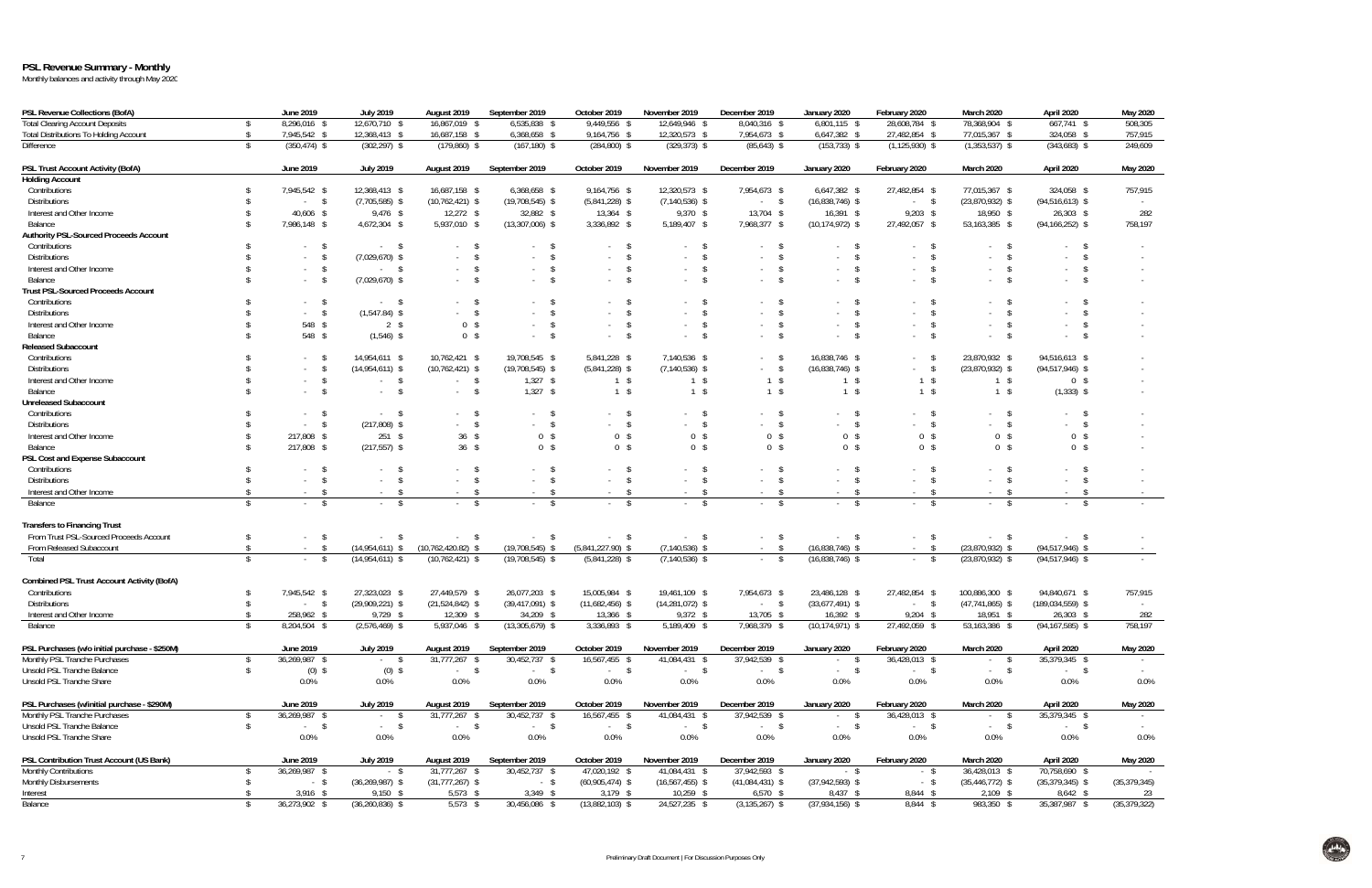# PSL Revenue Summary - Monthly

Monthly balances and activity through May 2020

| PSL Revenue Collections (BofA) | June 2019 | July 2019 | August 2019 | September 2019 | October 2019 | November 2019 | December 2019 | January 2020 | February 2020 | March 2020 | April 2020 | May 2020 |
|---|---|---|---|---|---|---|---|---|---|---|---|---|
| Total Clearing Account Deposits | $ 8,296,016 | $ 12,670,710 | $ 16,867,019 | $ 6,535,838 | $ 9,449,556 | $ 12,649,946 | $ 8,040,316 | $ 6,801,115 | $ 28,608,784 | $ 78,368,904 | $ 667,741 | $ 508,305 |
| Total Distributions To Holding Account | $ 7,945,542 | $ 12,368,413 | $ 16,687,158 | $ 6,368,658 | $ 9,164,756 | $ 12,320,573 | $ 7,954,673 | $ 6,647,382 | $ 27,482,854 | $ 77,015,367 | $ 324,058 | $ 757,915 |
| Difference | $ (350,474) | $ (302,297) | $ (179,860) | $ (167,180) | $ (284,800) | $ (329,373) | $ (85,643) | $ (153,733) | $ (1,125,930) | $ (1,353,537) | $ (343,683) | $ 249,609 |

| PSL Trust Account Activity (BofA) | June 2019 | July 2019 | August 2019 | September 2019 | October 2019 | November 2019 | December 2019 | January 2020 | February 2020 | March 2020 | April 2020 | May 2020 |
|---|---|---|---|---|---|---|---|---|---|---|---|---|
| **Holding Account** | | | | | | | | | | | | |
| Contributions | $ 7,945,542 | $ 12,368,413 | $ 16,687,158 | $ 6,368,658 | $ 9,164,756 | $ 12,320,573 | $ 7,954,673 | $ 6,647,382 | $ 27,482,854 | $ 77,015,367 | $ 324,058 | $ 757,915 |
| Distributions | $ - | $ (7,705,585) | $ (10,762,421) | $ (19,708,545) | $ (5,841,228) | $ (7,140,536) | $ - | $ (16,838,746) | $ - | $ (23,870,932) | $ (94,516,613) | $ - |
| Interest and Other Income | $ 40,606 | $ 9,476 | $ 12,272 | $ 32,882 | $ 13,364 | $ 9,370 | $ 13,704 | $ 16,391 | $ 9,203 | $ 18,950 | $ 26,303 | $ 282 |
| Balance | $ 7,986,148 | $ 4,672,304 | $ 5,937,010 | $ (13,307,006) | $ 3,336,892 | $ 5,189,407 | $ 7,968,377 | $ (10,174,972) | $ 27,492,057 | $ 53,163,385 | $ (94,166,252) | $ 758,197 |
| **Authority PSL-Sourced Proceeds Account** | | | | | | | | | | | | |
| Contributions | $ - | $ - | $ - | $ - | $ - | $ - | $ - | $ - | $ - | $ - | $ - | $ - |
| Distributions | $ - | $ (7,029,670) | $ - | $ - | $ - | $ - | $ - | $ - | $ - | $ - | $ - | $ - |
| Interest and Other Income | $ - | $ - | $ - | $ - | $ - | $ - | $ - | $ - | $ - | $ - | $ - | $ - |
| Balance | $ - | $ (7,029,670) | $ - | $ - | $ - | $ - | $ - | $ - | $ - | $ - | $ - | $ - |
| **Trust PSL-Sourced Proceeds Account** | | | | | | | | | | | | |
| Contributions | $ - | $ - | $ - | $ - | $ - | $ - | $ - | $ - | $ - | $ - | $ - | $ - |
| Distributions | $ - | $ (1,547.84) | $ - | $ - | $ - | $ - | $ - | $ - | $ - | $ - | $ - | $ - |
| Interest and Other Income | $ 548 | $ 2 | $ 0 | $ - | $ - | $ - | $ - | $ - | $ - | $ - | $ - | $ - |
| Balance | $ 548 | $ (1,546) | $ 0 | $ - | $ - | $ - | $ - | $ - | $ - | $ - | $ - | $ - |
| **Released Subaccount** | | | | | | | | | | | | |
| Contributions | $ - | $ 14,954,611 | $ 10,762,421 | $ 19,708,545 | $ 5,841,228 | $ 7,140,536 | $ - | $ 16,838,746 | $ - | $ 23,870,932 | $ 94,516,613 | $ - |
| Distributions | $ - | $ (14,954,611) | $ (10,762,421) | $ (19,708,545) | $ (5,841,228) | $ (7,140,536) | $ - | $ (16,838,746) | $ - | $ (23,870,932) | $ (94,517,946) | $ - |
| Interest and Other Income | $ - | $ - | $ - | $ 1,327 | $ 1 | $ 1 | $ 1 | $ 1 | $ 1 | $ 1 | $ 0 | $ - |
| Balance | $ - | $ - | $ - | $ 1,327 | $ 1 | $ 1 | $ 1 | $ 1 | $ 1 | $ 1 | $ (1,333) | $ - |
| **Unreleased Subaccount** | | | | | | | | | | | | |
| Contributions | $ - | $ - | $ - | $ - | $ - | $ - | $ - | $ - | $ - | $ - | $ - | $ - |
| Distributions | $ - | $ (217,808) | $ - | $ - | $ - | $ - | $ - | $ - | $ - | $ - | $ - | $ - |
| Interest and Other Income | $ 217,808 | $ 251 | $ 36 | $ 0 | $ 0 | $ 0 | $ 0 | $ 0 | $ 0 | $ 0 | $ 0 | $ - |
| Balance | $ 217,808 | $ (217,557) | $ 36 | $ 0 | $ 0 | $ 0 | $ 0 | $ 0 | $ 0 | $ 0 | $ 0 | $ - |
| **PSL Cost and Expense Subaccount** | | | | | | | | | | | | |
| Contributions | $ - | $ - | $ - | $ - | $ - | $ - | $ - | $ - | $ - | $ - | $ - | $ - |
| Distributions | $ - | $ - | $ - | $ - | $ - | $ - | $ - | $ - | $ - | $ - | $ - | $ - |
| Interest and Other Income | $ - | $ - | $ - | $ - | $ - | $ - | $ - | $ - | $ - | $ - | $ - | $ - |
| Balance | $ - | $ - | $ - | $ - | $ - | $ - | $ - | $ - | $ - | $ - | $ - | $ - |
| **Transfers to Financing Trust** | | | | | | | | | | | | |
| From Trust PSL-Sourced Proceeds Account | $ - | $ - | $ - | $ - | $ - | $ - | $ - | $ - | $ - | $ - | $ - | $ - |
| From Released Subaccount | $ - | $ (14,954,611) | $ (10,762,420.82) | $ (19,708,545) | $ (5,841,227.90) | $ (7,140,536) | $ - | $ (16,838,746) | $ - | $ (23,870,932) | $ (94,517,946) | $ - |
| Total | $ - | $ (14,954,611) | $ (10,762,421) | $ (19,708,545) | $ (5,841,228) | $ (7,140,536) | $ - | $ (16,838,746) | $ - | $ (23,870,932) | $ (94,517,946) | $ - |
| **Combined PSL Trust Account Activity (BofA)** | | | | | | | | | | | | |
| Contributions | $ 7,945,542 | $ 27,323,023 | $ 27,449,579 | $ 26,077,203 | $ 15,005,984 | $ 19,461,109 | $ 7,954,673 | $ 23,486,128 | $ 27,482,854 | $ 100,886,300 | $ 94,840,671 | $ 757,915 |
| Distributions | $ - | $ (29,909,221) | $ (21,524,842) | $ (39,417,091) | $ (11,682,456) | $ (14,281,072) | $ - | $ (33,677,491) | $ - | $ (47,741,865) | $ (189,034,559) | $ - |
| Interest and Other Income | $ 258,962 | $ 9,729 | $ 12,309 | $ 34,209 | $ 13,366 | $ 9,372 | $ 13,705 | $ 16,392 | $ 9,204 | $ 18,951 | $ 26,303 | $ 282 |
| Balance | $ 8,204,504 | $ (2,576,469) | $ 5,937,046 | $ (13,305,679) | $ 3,336,893 | $ 5,189,409 | $ 7,968,379 | $ (10,174,971) | $ 27,492,059 | $ 53,163,386 | $ (94,167,585) | $ 758,197 |

| PSL Purchases (w/o initial purchase - $250M) | June 2019 | July 2019 | August 2019 | September 2019 | October 2019 | November 2019 | December 2019 | January 2020 | February 2020 | March 2020 | April 2020 | May 2020 |
|---|---|---|---|---|---|---|---|---|---|---|---|---|
| Monthly PSL Tranche Purchases | $ 36,269,987 | $ - | $ 31,777,267 | $ 30,452,737 | $ 16,567,455 | $ 41,084,431 | $ 37,942,539 | $ - | $ 36,428,013 | $ - | $ 35,379,345 | $ - |
| Unsold PSL Tranche Balance | $ (0) | $ (0) | $ - | $ - | $ - | $ - | $ - | $ - | $ - | $ - | $ - | $ - |
| Unsold PSL Tranche Share | 0.0% | 0.0% | 0.0% | 0.0% | 0.0% | 0.0% | 0.0% | 0.0% | 0.0% | 0.0% | 0.0% | 0.0% |

| PSL Purchases (w/initial purchase - $290M) | June 2019 | July 2019 | August 2019 | September 2019 | October 2019 | November 2019 | December 2019 | January 2020 | February 2020 | March 2020 | April 2020 | May 2020 |
|---|---|---|---|---|---|---|---|---|---|---|---|---|
| Monthly PSL Tranche Purchases | $ 36,269,987 | $ - | $ 31,777,267 | $ 30,452,737 | $ 16,567,455 | $ 41,084,431 | $ 37,942,539 | $ - | $ 36,428,013 | $ - | $ 35,379,345 | $ - |
| Unsold PSL Tranche Balance | $ - | $ - | $ - | $ - | $ - | $ - | $ - | $ - | $ - | $ - | $ - | $ - |
| Unsold PSL Tranche Share | 0.0% | 0.0% | 0.0% | 0.0% | 0.0% | 0.0% | 0.0% | 0.0% | 0.0% | 0.0% | 0.0% | 0.0% |

| PSL Contribution Trust Account (US Bank) | June 2019 | July 2019 | August 2019 | September 2019 | October 2019 | November 2019 | December 2019 | January 2020 | February 2020 | March 2020 | April 2020 | May 2020 |
|---|---|---|---|---|---|---|---|---|---|---|---|---|
| Monthly Contributions | $ 36,269,987 | $ - | $ 31,777,267 | $ 30,452,737 | $ 47,020,192 | $ 41,084,431 | $ 37,942,593 | $ - | $ - | $ 36,428,013 | $ 70,758,690 | $ - |
| Monthly Disbursements | $ - | $ (36,269,987) | $ (31,777,267) | $ - | $ (60,905,474) | $ (16,567,455) | $ (41,084,431) | $ (37,942,593) | $ - | $ (35,446,772) | $ (35,379,345) | $ (35,379,345) |
| Interest | $ 3,916 | $ 9,150 | $ 5,573 | $ 3,349 | $ 3,179 | $ 10,259 | $ 6,570 | $ 8,437 | $ 8,844 | $ 2,109 | $ 8,642 | $ 23 |
| Balance | $ 36,273,902 | $ (36,260,836) | $ 5,573 | $ 30,456,086 | $ (13,882,103) | $ 24,527,235 | $ (3,135,267) | $ (37,934,156) | $ 8,844 | $ 983,350 | $ 35,387,987 | $ (35,379,322) |

Preliminary Draft Document | For Discussion Purposes Only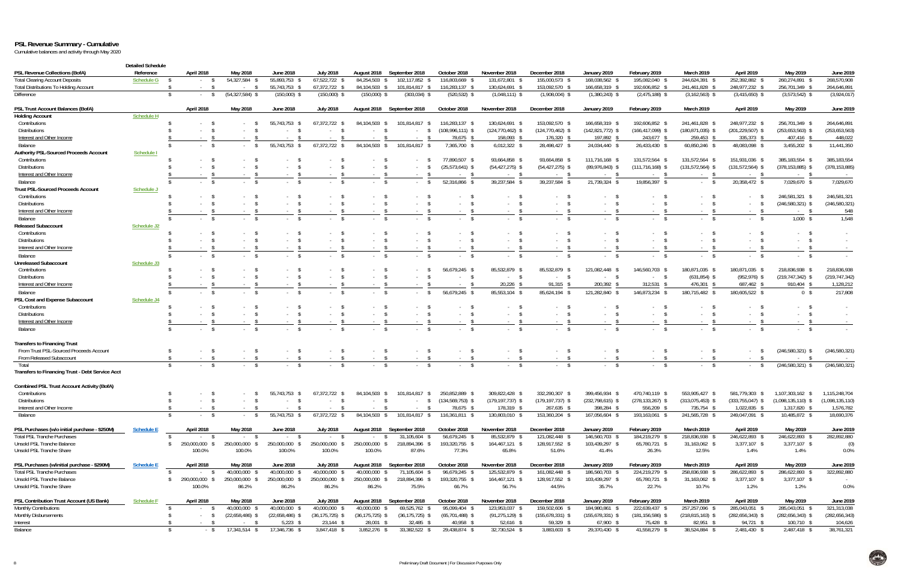# PSL Revenue Summary - Cumulative

Cumulative balances and activity through May 2020

| PSL Revenue Collections (BofA) | Detailed Schedule Reference | April 2018 | May 2018 | June 2018 | July 2018 | August 2018 | September 2018 | October 2018 | November 2018 | December 2018 | January 2019 | February 2019 | March 2019 | April 2019 | May 2019 | June 2019 |
|---|---|---|---|---|---|---|---|---|---|---|---|---|---|---|---|---|
| Total Clearing Account Deposits | Schedule G | $ - | $ 54,327,584 | $ 55,893,753 | $ 67,522,722 | $ 84,254,503 | $ 102,117,852 | $ 116,803,669 | $ 131,672,801 | $ 155,000,573 | $ 168,038,562 | $ 195,082,040 | $ 244,624,391 | $ 252,392,882 | $ 260,274,891 | $ 268,570,908 |
| Total Distributions To Holding Account | | $ - | $ - | $ 55,743,753 | $ 67,372,722 | $ 84,104,503 | $ 101,814,817 | $ 116,283,137 | $ 130,624,691 | $ 153,092,570 | $ 166,658,319 | $ 192,606,852 | $ 241,461,828 | $ 248,977,232 | $ 256,701,349 | $ 264,646,891 |
| Difference | | $ - | $ (54,327,584) | $ (150,000) | $ (150,000) | $ (150,000) | $ (303,034) | $ (520,532) | $ (1,048,111) | $ (1,908,004) | $ (1,380,243) | $ (2,475,188) | $ (3,162,563) | $ (3,415,650) | $ (3,573,542) | $ (3,924,017) |

| PSL Trust Account Balances (BofA) | | April 2018 | May 2018 | June 2018 | July 2018 | August 2018 | September 2018 | October 2018 | November 2018 | December 2018 | January 2019 | February 2019 | March 2019 | April 2019 | May 2019 | June 2019 |
|---|---|---|---|---|---|---|---|---|---|---|---|---|---|---|---|---|
| **Holding Account** | Schedule H | | | | | | | | | | | | | | | |
| Contributions | | $ - | $ - | $ 55,743,753 | $ 67,372,722 | $ 84,104,503 | $ 101,814,817 | $ 116,283,137 | $ 130,624,691 | $ 153,092,570 | $ 166,658,319 | $ 192,606,852 | $ 241,461,828 | $ 248,977,232 | $ 256,701,349 | $ 264,646,891 |
| Distributions | | $ - | $ - | $ - | $ - | $ - | $ - | $ (108,996,111) | $ (124,770,462) | $ (124,770,462) | $ (142,821,772) | $ (166,417,099) | $ (180,871,035) | $ (201,229,507) | $ (253,653,563) | $ (253,653,563) |
| Interest and Other Income | | $ - | $ - | $ - | $ - | $ - | $ - | $ 78,675 | $ 158,093 | $ 176,320 | $ 197,892 | $ 243,677 | $ 259,453 | $ 335,373 | $ 407,416 | $ 448,022 |
| Balance | | $ - | $ - | $ 55,743,753 | $ 67,372,722 | $ 84,104,503 | $ 101,814,817 | $ 7,365,700 | $ 6,012,322 | $ 28,498,427 | $ 24,034,440 | $ 26,433,430 | $ 60,850,246 | $ 48,083,098 | $ 3,455,202 | $ 11,441,350 |
| **Authority PSL-Sourced Proceeds Account** | Schedule I | | | | | | | | | | | | | | | |
| Contributions | | $ - | $ - | $ - | $ - | $ - | $ - | $ 77,890,507 | $ 93,664,858 | $ 93,664,858 | $ 111,716,168 | $ 131,572,564 | $ 131,572,564 | $ 151,931,036 | $ 385,183,554 | $ 385,183,554 |
| Distributions | | $ - | $ - | $ - | $ - | $ - | $ - | $ (25,573,641) | $ (54,427,275) | $ (54,427,275) | $ (89,976,843) | $ (111,716,168) | $ (131,572,564) | $ (131,572,564) | $ (378,153,885) | $ (378,153,885) |
| Interest and Other Income | | $ - | $ - | $ - | $ - | $ - | $ - | $ - | $ - | $ - | $ - | $ - | $ - | $ - | $ - | $ - |
| Balance | | $ - | $ - | $ - | $ - | $ - | $ - | $ 52,316,866 | $ 39,237,584 | $ 39,237,584 | $ 21,739,324 | $ 19,856,397 | $ - | $ 20,358,472 | $ 7,029,670 | $ 7,029,670 |
| **Trust PSL-Sourced Proceeds Account** | Schedule J | | | | | | | | | | | | | | | |
| Contributions | | $ - | $ - | $ - | $ - | $ - | $ - | $ - | $ - | $ - | $ - | $ - | $ - | $ - | $ 246,581,321 | $ 246,581,321 |
| Distributions | | $ - | $ - | $ - | $ - | $ - | $ - | $ - | $ - | $ - | $ - | $ - | $ - | $ - | $ (246,580,321) | $ (246,580,321) |
| Interest and Other Income | | $ - | $ - | $ - | $ - | $ - | $ - | $ - | $ - | $ - | $ - | $ - | $ - | $ - | $ - | $ 548 |
| Balance | | $ - | $ - | $ - | $ - | $ - | $ - | $ - | $ - | $ - | $ - | $ - | $ - | $ - | $ 1,000 | $ 1,548 |
| **Released Subaccount** | Schedule J2 | | | | | | | | | | | | | | | |
| Contributions | | $ - | $ - | $ - | $ - | $ - | $ - | $ - | $ - | $ - | $ - | $ - | $ - | $ - | $ - | $ - |
| Distributions | | $ - | $ - | $ - | $ - | $ - | $ - | $ - | $ - | $ - | $ - | $ - | $ - | $ - | $ - | $ - |
| Interest and Other Income | | $ - | $ - | $ - | $ - | $ - | $ - | $ - | $ - | $ - | $ - | $ - | $ - | $ - | $ - | $ - |
| Balance | | $ - | $ - | $ - | $ - | $ - | $ - | $ - | $ - | $ - | $ - | $ - | $ - | $ - | $ - | $ - |
| **Unreleased Subaccount** | Schedule J3 | | | | | | | | | | | | | | | |
| Contributions | | $ - | $ - | $ - | $ - | $ - | $ - | $ 56,679,245 | $ 85,532,879 | $ 85,532,879 | $ 121,082,448 | $ 146,560,703 | $ 180,871,035 | $ 180,871,035 | $ 218,836,938 | $ 218,836,938 |
| Distributions | | $ - | $ - | $ - | $ - | $ - | $ - | $ - | $ - | $ - | $ - | $ - | $ (631,854) | $ (952,976) | $ (219,747,342) | $ (219,747,342) |
| Interest and Other Income | | $ - | $ - | $ - | $ - | $ - | $ - | $ - | $ 20,226 | $ 91,315 | $ 200,392 | $ 312,531 | $ 476,301 | $ 687,462 | $ 910,404 | $ 1,128,212 |
| Balance | | $ - | $ - | $ - | $ - | $ - | $ - | $ 56,679,245 | $ 85,553,104 | $ 85,624,194 | $ 121,282,840 | $ 146,873,234 | $ 180,715,482 | $ 180,605,522 | $ 0 | $ 217,808 |
| **PSL Cost and Expense Subaccount** | Schedule J4 | | | | | | | | | | | | | | | |
| Contributions | | $ - | $ - | $ - | $ - | $ - | $ - | $ - | $ - | $ - | $ - | $ - | $ - | $ - | $ - | $ - |
| Distributions | | $ - | $ - | $ - | $ - | $ - | $ - | $ - | $ - | $ - | $ - | $ - | $ - | $ - | $ - | $ - |
| Interest and Other Income | | $ - | $ - | $ - | $ - | $ - | $ - | $ - | $ - | $ - | $ - | $ - | $ - | $ - | $ - | $ - |
| Balance | | $ - | $ - | $ - | $ - | $ - | $ - | $ - | $ - | $ - | $ - | $ - | $ - | $ - | $ - | $ - |
| **Transfers to Financing Trust** | | | | | | | | | | | | | | | | |
| From Trust PSL-Sourced Proceeds Account | | $ - | $ - | $ - | $ - | $ - | $ - | $ - | $ - | $ - | $ - | $ - | $ - | $ - | $ (246,580,321) | $ (246,580,321) |
| From Released Subaccount | | $ - | $ - | $ - | $ - | $ - | $ - | $ - | $ - | $ - | $ - | $ - | $ - | $ - | $ - | $ - |
| Total | | $ - | $ - | $ - | $ - | $ - | $ - | $ - | $ - | $ - | $ - | $ - | $ - | $ - | $ (246,580,321) | $ (246,580,321) |
| **Transfers to Financing Trust - Debt Service Acct** | | | | | | | | | | | | | | | | |
| **Combined PSL Trust Account Activity (BofA)** | | | | | | | | | | | | | | | | |
| Contributions | | $ - | $ - | $ 55,743,753 | $ 67,372,722 | $ 84,104,503 | $ 101,814,817 | $ 250,852,889 | $ 309,822,428 | $ 332,290,307 | $ 399,456,934 | $ 470,740,119 | $ 553,905,427 | $ 581,779,303 | $ 1,107,303,162 | $ 1,115,248,704 |
| Distributions | | $ - | $ - | $ - | $ - | $ - | $ - | $ (134,569,753) | $ (179,197,737) | $ (179,197,737) | $ (232,798,615) | $ (278,133,267) | $ (313,075,453) | $ (333,755,047) | $ (1,098,135,110) | $ (1,098,135,110) |
| Interest and Other Income | | $ - | $ - | $ - | $ - | $ - | $ - | $ 78,675 | $ 178,319 | $ 267,635 | $ 398,284 | $ 556,209 | $ 735,754 | $ 1,022,835 | $ 1,317,820 | $ 1,576,782 |
| Balance | | $ - | $ - | $ 55,743,753 | $ 67,372,722 | $ 84,104,503 | $ 101,814,817 | $ 116,361,811 | $ 130,803,010 | $ 153,360,204 | $ 167,056,604 | $ 193,163,061 | $ 241,565,728 | $ 249,047,091 | $ 10,485,872 | $ 18,690,376 |

| PSL Purchases (w/o initial purchase - $250M) | Schedule E | April 2018 | May 2018 | June 2018 | July 2018 | August 2018 | September 2018 | October 2018 | November 2018 | December 2018 | January 2019 | February 2019 | March 2019 | April 2019 | May 2019 | June 2019 |
|---|---|---|---|---|---|---|---|---|---|---|---|---|---|---|---|---|
| Total PSL Tranche Purchases | | $ - | $ - | $ - | $ - | $ - | $ 31,105,604 | $ 56,679,245 | $ 85,532,879 | $ 121,082,448 | $ 146,560,703 | $ 184,219,279 | $ 218,836,938 | $ 246,622,893 | $ 246,622,893 | $ 282,892,880 |
| Unsold PSL Tranche Balance | | $ 250,000,000 | $ 250,000,000 | $ 250,000,000 | $ 250,000,000 | $ 250,000,000 | $ 218,894,396 | $ 193,320,755 | $ 164,467,121 | $ 128,917,552 | $ 103,439,297 | $ 65,780,721 | $ 31,163,062 | $ 3,377,107 | $ 3,377,107 | $ (0) |
| Unsold PSL Tranche Share | | 100.0% | 100.0% | 100.0% | 100.0% | 100.0% | 87.6% | 77.3% | 65.8% | 51.6% | 41.4% | 26.3% | 12.5% | 1.4% | 1.4% | 0.0% |

| PSL Purchases (w/initial purchase - $290M) | Schedule E | April 2018 | May 2018 | June 2018 | July 2018 | August 2018 | September 2018 | October 2018 | November 2018 | December 2018 | January 2019 | February 2019 | March 2019 | April 2019 | May 2019 | June 2019 |
|---|---|---|---|---|---|---|---|---|---|---|---|---|---|---|---|---|
| Total PSL Tranche Purchases | | $ - | $ 40,000,000 | $ 40,000,000 | $ 40,000,000 | $ 40,000,000 | $ 71,105,604 | $ 96,679,245 | $ 125,532,879 | $ 161,082,448 | $ 186,560,703 | $ 224,219,279 | $ 258,836,938 | $ 286,622,893 | $ 286,622,893 | $ 322,892,880 |
| Unsold PSL Tranche Balance | | $ 290,000,000 | $ 250,000,000 | $ 250,000,000 | $ 250,000,000 | $ 250,000,000 | $ 218,894,396 | $ 193,320,755 | $ 164,467,121 | $ 128,917,552 | $ 103,439,297 | $ 65,780,721 | $ 31,163,062 | $ 3,377,107 | $ 3,377,107 | $ - |
| Unsold PSL Tranche Share | | 100.0% | 86.2% | 86.2% | 86.2% | 86.2% | 75.5% | 66.7% | 56.7% | 44.5% | 35.7% | 22.7% | 10.7% | 1.2% | 1.2% | 0.0% |

| PSL Contribution Trust Account (US Bank) | Schedule F | April 2018 | May 2018 | June 2018 | July 2018 | August 2018 | September 2018 | October 2018 | November 2018 | December 2018 | January 2019 | February 2019 | March 2019 | April 2019 | May 2019 | June 2019 |
|---|---|---|---|---|---|---|---|---|---|---|---|---|---|---|---|---|
| Monthly Contributions | | $ - | $ 40,000,000 | $ 40,000,000 | $ 40,000,000 | $ 40,000,000 | $ 69,525,762 | $ 95,099,404 | $ 123,953,037 | $ 159,502,606 | $ 184,980,861 | $ 222,639,437 | $ 257,257,096 | $ 285,043,051 | $ 285,043,051 | $ 321,313,038 |
| Monthly Disbursements | | $ - | $ (22,658,486) | $ (22,658,486) | $ (36,175,725) | $ (36,175,725) | $ (36,175,725) | $ (65,701,488) | $ (91,275,129) | $ (155,678,331) | $ (155,678,331) | $ (181,156,586) | $ (218,815,163) | $ (282,656,343) | $ (282,656,343) | $ (282,656,343) |
| Interest | | $ - | $ - | $ 5,223 | $ 23,144 | $ 28,001 | $ 32,485 | $ 40,958 | $ 52,616 | $ 59,329 | $ 67,900 | $ 75,428 | $ 82,961 | $ 94,721 | $ 100,710 | $ 104,626 |
| Balance | | $ - | $ 17,341,514 | $ 17,346,736 | $ 3,847,418 | $ 3,852,276 | $ 33,382,522 | $ 29,438,874 | $ 32,730,524 | $ 3,883,603 | $ 29,370,430 | $ 41,558,279 | $ 38,524,894 | $ 2,481,430 | $ 2,487,418 | $ 38,761,321 |

Preliminary Draft Document / For Discussion Purposes Only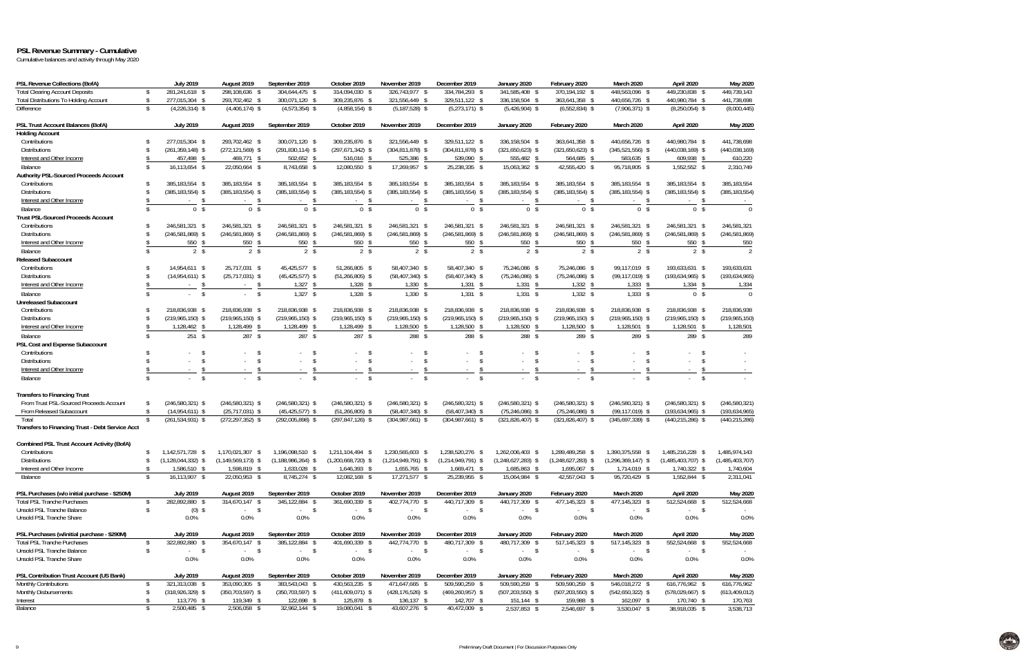# PSL Revenue Summary - Cumulative

Cumulative balances and activity through May 2020

| PSL Revenue Collections (BofA) | July 2019 | August 2019 | September 2019 | October 2019 | November 2019 | December 2019 | January 2020 | February 2020 | March 2020 | April 2020 | May 2020 |
|---|---|---|---|---|---|---|---|---|---|---|---|
| Total Clearing Account Deposits | $ 281,241,618 | $ 298,108,636 | $ 304,644,475 | $ 314,094,030 | $ 326,743,977 | $ 334,784,293 | $ 341,585,408 | $ 370,194,192 | $ 448,563,096 | $ 449,230,838 | $ 449,739,143 |
| Total Distributions To Holding Account | $ 277,015,304 | $ 293,702,462 | $ 300,071,120 | $ 309,235,876 | $ 321,556,449 | $ 329,511,122 | $ 336,158,504 | $ 363,641,358 | $ 440,656,726 | $ 440,980,784 | $ 441,738,698 |
| Difference | $ (4,226,314) | $ (4,406,174) | $ (4,573,354) | $ (4,858,154) | $ (5,187,528) | $ (5,273,171) | $ (5,426,904) | $ (6,552,834) | $ (7,906,371) | $ (8,250,054) | $ (8,000,445) |
| | | | | | | | | | | | |
| **PSL Trust Account Balances (BofA)** | **July 2019** | **August 2019** | **September 2019** | **October 2019** | **November 2019** | **December 2019** | **January 2020** | **February 2020** | **March 2020** | **April 2020** | **May 2020** |
| **Holding Account** | | | | | | | | | | | |
| Contributions | $ 277,015,304 | $ 293,702,462 | $ 300,071,120 | $ 309,235,876 | $ 321,556,449 | $ 329,511,122 | $ 336,158,504 | $ 363,641,358 | $ 440,656,726 | $ 440,980,784 | $ 441,738,698 |
| Distributions | $ (261,359,148) | $ (272,121,569) | $ (291,830,114) | $ (297,671,342) | $ (304,811,878) | $ (304,811,878) | $ (321,650,623) | $ (321,650,623) | $ (345,521,556) | $ (440,038,169) | $ (440,038,169) |
| Interest and Other Income | $ 457,498 | $ 469,771 | $ 502,652 | $ 516,016 | $ 525,396 | $ 539,090 | $ 555,482 | $ 564,685 | $ 583,635 | $ 609,938 | $ 610,220 |
| Balance | $ 16,113,654 | $ 22,050,664 | $ 8,743,658 | $ 12,080,550 | $ 17,269,957 | $ 25,238,335 | $ 15,063,362 | $ 42,555,420 | $ 95,718,805 | $ 1,552,552 | $ 2,310,749 |
| **Authority PSL-Sourced Proceeds Account** | | | | | | | | | | | |
| Contributions | $ 385,183,554 | $ 385,183,554 | $ 385,183,554 | $ 385,183,554 | $ 385,183,554 | $ 385,183,554 | $ 385,183,554 | $ 385,183,554 | $ 385,183,554 | $ 385,183,554 | $ 385,183,554 |
| Distributions | $ (385,183,554) | $ (385,183,554) | $ (385,183,554) | $ (385,183,554) | $ (385,183,554) | $ (385,183,554) | $ (385,183,554) | $ (385,183,554) | $ (385,183,554) | $ (385,183,554) | $ (385,183,554) |
| Interest and Other Income | $ - | $ - | $ - | $ - | $ - | $ - | $ - | $ - | $ - | $ - | $ - |
| Balance | $ 0 | $ 0 | $ 0 | $ 0 | $ 0 | $ 0 | $ 0 | $ 0 | $ 0 | $ 0 | $ 0 |
| **Trust PSL-Sourced Proceeds Account** | | | | | | | | | | | |
| Contributions | $ 246,581,321 | $ 246,581,321 | $ 246,581,321 | $ 246,581,321 | $ 246,581,321 | $ 246,581,321 | $ 246,581,321 | $ 246,581,321 | $ 246,581,321 | $ 246,581,321 | $ 246,581,321 |
| Distributions | $ (246,581,869) | $ (246,581,869) | $ (246,581,869) | $ (246,581,869) | $ (246,581,869) | $ (246,581,869) | $ (246,581,869) | $ (246,581,869) | $ (246,581,869) | $ (246,581,869) | $ (246,581,869) |
| Interest and Other Income | $ 550 | $ 550 | $ 550 | $ 550 | $ 550 | $ 550 | $ 550 | $ 550 | $ 550 | $ 550 | $ 550 |
| Balance | $ 2 | $ 2 | $ 2 | $ 2 | $ 2 | $ 2 | $ 2 | $ 2 | $ 2 | $ 2 | $ 2 |
| **Released Subaccount** | | | | | | | | | | | |
| Contributions | $ 14,954,611 | $ 25,717,031 | $ 45,425,577 | $ 51,266,805 | $ 58,407,340 | $ 58,407,340 | $ 75,246,086 | $ 75,246,086 | $ 99,117,019 | $ 193,633,631 | $ 193,633,631 |
| Distributions | $ (14,954,611) | $ (25,717,031) | $ (45,425,577) | $ (51,266,805) | $ (58,407,340) | $ (58,407,340) | $ (75,246,086) | $ (75,246,086) | $ (99,117,019) | $ (193,634,965) | $ (193,634,965) |
| Interest and Other Income | $ - | $ - | $ 1,327 | $ 1,328 | $ 1,330 | $ 1,331 | $ 1,331 | $ 1,332 | $ 1,333 | $ 1,334 | $ 1,334 |
| Balance | $ - | $ - | $ 1,327 | $ 1,328 | $ 1,330 | $ 1,331 | $ 1,331 | $ 1,332 | $ 1,333 | $ 0 | $ 0 |
| **Unreleased Subaccount** | | | | | | | | | | | |
| Contributions | $ 218,836,938 | $ 218,836,938 | $ 218,836,938 | $ 218,836,938 | $ 218,836,938 | $ 218,836,938 | $ 218,836,938 | $ 218,836,938 | $ 218,836,938 | $ 218,836,938 | $ 218,836,938 |
| Distributions | $ (219,965,150) | $ (219,965,150) | $ (219,965,150) | $ (219,965,150) | $ (219,965,150) | $ (219,965,150) | $ (219,965,150) | $ (219,965,150) | $ (219,965,150) | $ (219,965,150) | $ (219,965,150) |
| Interest and Other Income | $ 1,128,462 | $ 1,128,499 | $ 1,128,499 | $ 1,128,499 | $ 1,128,500 | $ 1,128,500 | $ 1,128,500 | $ 1,128,500 | $ 1,128,501 | $ 1,128,501 | $ 1,128,501 |
| Balance | $ 251 | $ 287 | $ 287 | $ 287 | $ 288 | $ 288 | $ 288 | $ 289 | $ 289 | $ 289 | $ 289 |
| **PSL Cost and Expense Subaccount** | | | | | | | | | | | |
| Contributions | $ - | $ - | $ - | $ - | $ - | $ - | $ - | $ - | $ - | $ - | $ - |
| Distributions | $ - | $ - | $ - | $ - | $ - | $ - | $ - | $ - | $ - | $ - | $ - |
| Interest and Other Income | $ - | $ - | $ - | $ - | $ - | $ - | $ - | $ - | $ - | $ - | $ - |
| Balance | $ - | $ - | $ - | $ - | $ - | $ - | $ - | $ - | $ - | $ - | $ - |
| | | | | | | | | | | | |
| **Transfers to Financing Trust** | | | | | | | | | | | |
| From Trust PSL-Sourced Proceeds Account | $ (246,580,321) | $ (246,580,321) | $ (246,580,321) | $ (246,580,321) | $ (246,580,321) | $ (246,580,321) | $ (246,580,321) | $ (246,580,321) | $ (246,580,321) | $ (246,580,321) | $ (246,580,321) |
| From Released Subaccount | $ (14,954,611) | $ (25,717,031) | $ (45,425,577) | $ (51,266,805) | $ (58,407,340) | $ (58,407,340) | $ (75,246,086) | $ (75,246,086) | $ (99,117,019) | $ (193,634,965) | $ (193,634,965) |
| Total | $ (261,534,931) | $ (272,297,352) | $ (292,005,898) | $ (297,847,126) | $ (304,987,661) | $ (304,987,661) | $ (321,826,407) | $ (321,826,407) | $ (345,697,339) | $ (440,215,286) | $ (440,215,286) |
| **Transfers to Financing Trust - Debt Service Acct** | | | | | | | | | | | |
| | | | | | | | | | | | |
| **Combined PSL Trust Account Activity (BofA)** | | | | | | | | | | | |
| Contributions | $ 1,142,571,728 | $ 1,170,021,307 | $ 1,196,098,510 | $ 1,211,104,494 | $ 1,230,565,603 | $ 1,238,520,276 | $ 1,262,006,403 | $ 1,289,489,258 | $ 1,390,375,558 | $ 1,485,216,228 | $ 1,485,974,143 |
| Distributions | $ (1,128,044,332) | $ (1,149,569,173) | $ (1,188,986,264) | $ (1,200,668,720) | $ (1,214,949,791) | $ (1,214,949,791) | $ (1,248,627,283) | $ (1,248,627,283) | $ (1,296,369,147) | $ (1,485,403,707) | $ (1,485,403,707) |
| Interest and Other Income | $ 1,586,510 | $ 1,598,819 | $ 1,633,028 | $ 1,646,393 | $ 1,655,765 | $ 1,669,471 | $ 1,685,863 | $ 1,695,067 | $ 1,714,019 | $ 1,740,322 | $ 1,740,604 |
| Balance | $ 16,113,907 | $ 22,050,953 | $ 8,745,274 | $ 12,082,168 | $ 17,271,577 | $ 25,239,955 | $ 15,064,984 | $ 42,557,043 | $ 95,720,429 | $ 1,552,844 | $ 2,311,041 |
| | | | | | | | | | | | |
| **PSL Purchases (w/o initial purchase - $250M)** | **July 2019** | **August 2019** | **September 2019** | **October 2019** | **November 2019** | **December 2019** | **January 2020** | **February 2020** | **March 2020** | **April 2020** | **May 2020** |
| Total PSL Tranche Purchases | $ 282,892,880 | $ 314,670,147 | $ 345,122,884 | $ 361,690,339 | $ 402,774,770 | $ 440,717,309 | $ 440,717,309 | $ 477,145,323 | $ 477,145,323 | $ 512,524,668 | $ 512,524,668 |
| Unsold PSL Tranche Balance | $ (0) | $ - | $ - | $ - | $ - | $ - | $ - | $ - | $ - | $ - | - |
| Unsold PSL Tranche Share | 0.0% | 0.0% | 0.0% | 0.0% | 0.0% | 0.0% | 0.0% | 0.0% | 0.0% | 0.0% | 0.0% |
| | | | | | | | | | | | |
| **PSL Purchases (w/initial purchase - $290M)** | **July 2019** | **August 2019** | **September 2019** | **October 2019** | **November 2019** | **December 2019** | **January 2020** | **February 2020** | **March 2020** | **April 2020** | **May 2020** |
| Total PSL Tranche Purchases | $ 322,892,880 | $ 354,670,147 | $ 385,122,884 | $ 401,690,339 | $ 442,774,770 | $ 480,717,309 | $ 480,717,309 | $ 517,145,323 | $ 517,145,323 | $ 552,524,668 | $ 552,524,668 |
| Unsold PSL Tranche Balance | $ - | $ - | $ - | $ - | $ - | $ - | $ - | $ - | $ - | $ - | - |
| Unsold PSL Tranche Share | 0.0% | 0.0% | 0.0% | 0.0% | 0.0% | 0.0% | 0.0% | 0.0% | 0.0% | 0.0% | 0.0% |
| | | | | | | | | | | | |
| **PSL Contribution Trust Account (US Bank)** | **July 2019** | **August 2019** | **September 2019** | **October 2019** | **November 2019** | **December 2019** | **January 2020** | **February 2020** | **March 2020** | **April 2020** | **May 2020** |
| Monthly Contributions | $ 321,313,038 | $ 353,090,305 | $ 383,543,043 | $ 430,563,235 | $ 471,647,665 | $ 509,590,259 | $ 509,590,259 | $ 509,590,259 | $ 546,018,272 | $ 616,776,962 | $ 616,776,962 |
| Monthly Disbursements | $ (318,926,329) | $ (350,703,597) | $ (350,703,597) | $ (411,609,071) | $ (428,176,526) | $ (469,260,957) | $ (507,203,550) | $ (507,203,550) | $ (542,650,322) | $ (578,029,667) | $ (613,409,012) |
| Interest | $ 113,776 | $ 119,349 | $ 122,698 | $ 125,878 | $ 136,137 | $ 142,707 | $ 151,144 | $ 159,988 | $ 162,097 | $ 170,740 | $ 170,763 |
| Balance | $ 2,500,485 | $ 2,506,058 | $ 32,962,144 | $ 19,080,041 | $ 43,607,276 | $ 40,472,009 | $ 2,537,853 | $ 2,546,697 | $ 3,530,047 | $ 38,918,035 | $ 3,538,713 |

Preliminary Draft Document / For Discussion Purposes Only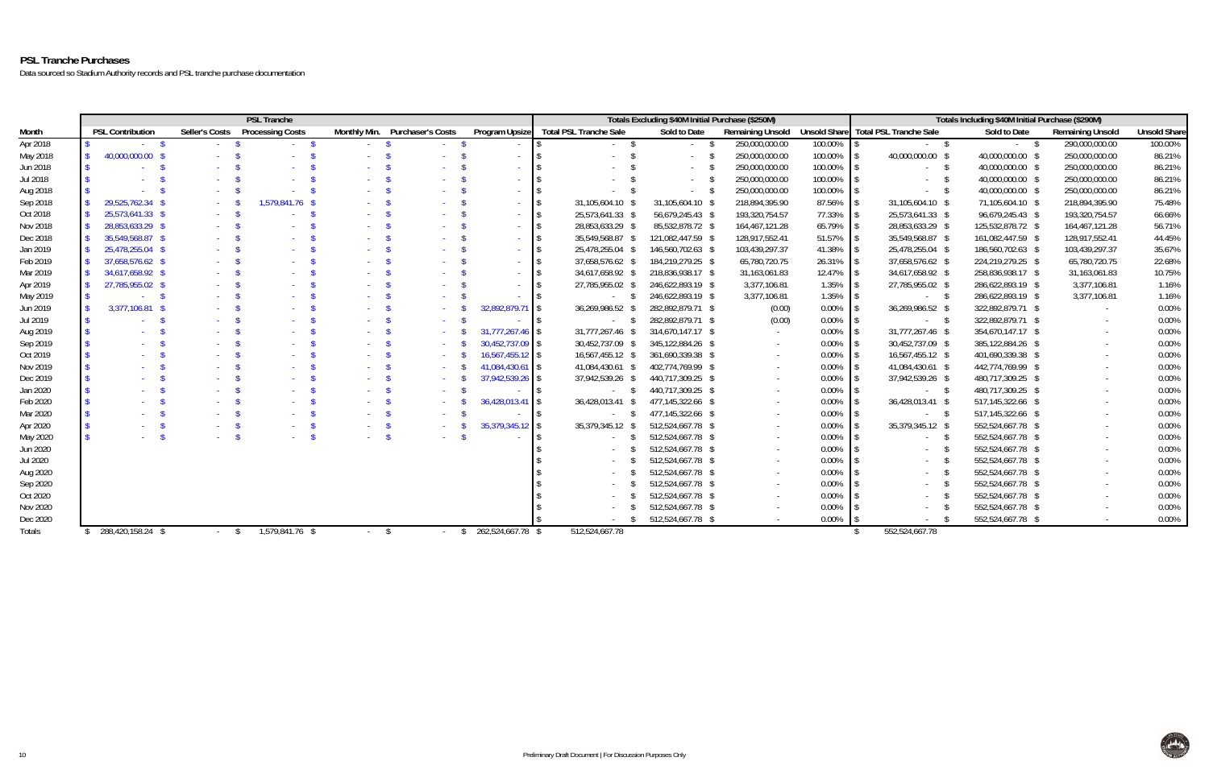# PSL Tranche Purchases

Data sourced so Stadium Authority records and PSL tranche purchase documentation

| | PSL Tranche | | | | | | Totals Excluding $40M Initial Purchase ($250M) | | | | Totals Including $40M Initial Purchase ($290M) | | | |
|---|---|---|---|---|---|---|---|---|---|---|---|---|---|---|
| Month | PSL Contribution | Seller's Costs | Processing Costs | Monthly Min. | Purchaser's Costs | Program Upsize | Total PSL Tranche Sale | Sold to Date | Remaining Unsold | Unsold Share | Total PSL Tranche Sale | Sold to Date | Remaining Unsold | Unsold Share |
| Apr 2018 | $ - | $ - | $ - | $ - | $ - | $ - | $ - | $ - | $ 250,000,000.00 | 100.00% | $ - | $ - | $ 290,000,000.00 | 100.00% |
| May 2018 | $ 40,000,000.00 | $ - | $ - | $ - | $ - | $ - | $ - | $ - | $ 250,000,000.00 | 100.00% | $ 40,000,000.00 | $ 40,000,000.00 | $ 250,000,000.00 | 86.21% |
| Jun 2018 | $ - | $ - | $ - | $ - | $ - | $ - | $ - | $ - | $ 250,000,000.00 | 100.00% | $ - | $ 40,000,000.00 | $ 250,000,000.00 | 86.21% |
| Jul 2018 | $ - | $ - | $ - | $ - | $ - | $ - | $ - | $ - | $ 250,000,000.00 | 100.00% | $ - | $ 40,000,000.00 | $ 250,000,000.00 | 86.21% |
| Aug 2018 | $ - | $ - | $ - | $ - | $ - | $ - | $ - | $ - | $ 250,000,000.00 | 100.00% | $ - | $ 40,000,000.00 | $ 250,000,000.00 | 86.21% |
| Sep 2018 | $ 29,525,762.34 | $ - | $ 1,579,841.76 | $ - | $ - | $ - | $ 31,105,604.10 | $ 31,105,604.10 | $ 218,894,395.90 | 87.56% | $ 31,105,604.10 | $ 71,105,604.10 | $ 218,894,395.90 | 75.48% |
| Oct 2018 | $ 25,573,641.33 | $ - | $ - | $ - | $ - | $ - | $ 25,573,641.33 | $ 56,679,245.43 | $ 193,320,754.57 | 77.33% | $ 25,573,641.33 | $ 96,679,245.43 | $ 193,320,754.57 | 66.66% |
| Nov 2018 | $ 28,853,633.29 | $ - | $ - | $ - | $ - | $ - | $ 28,853,633.29 | $ 85,532,878.72 | $ 164,467,121.28 | 65.79% | $ 28,853,633.29 | $ 125,532,878.72 | $ 164,467,121.28 | 56.71% |
| Dec 2018 | $ 35,549,568.87 | $ - | $ - | $ - | $ - | $ - | $ 35,549,568.87 | $ 121,082,447.59 | $ 128,917,552.41 | 51.57% | $ 35,549,568.87 | $ 161,082,447.59 | $ 128,917,552.41 | 44.45% |
| Jan 2019 | $ 25,478,255.04 | $ - | $ - | $ - | $ - | $ - | $ 25,478,255.04 | $ 146,560,702.63 | $ 103,439,297.37 | 41.38% | $ 25,478,255.04 | $ 186,560,702.63 | $ 103,439,297.37 | 35.67% |
| Feb 2019 | $ 37,658,576.62 | $ - | $ - | $ - | $ - | $ - | $ 37,658,576.62 | $ 184,219,279.25 | $ 65,780,720.75 | 26.31% | $ 37,658,576.62 | $ 224,219,279.25 | $ 65,780,720.75 | 22.68% |
| Mar 2019 | $ 34,617,658.92 | $ - | $ - | $ - | $ - | $ - | $ 34,617,658.92 | $ 218,836,938.17 | $ 31,163,061.83 | 12.47% | $ 34,617,658.92 | $ 258,836,938.17 | $ 31,163,061.83 | 10.75% |
| Apr 2019 | $ 27,785,955.02 | $ - | $ - | $ - | $ - | $ - | $ 27,785,955.02 | $ 246,622,893.19 | $ 3,377,106.81 | 1.35% | $ 27,785,955.02 | $ 286,622,893.19 | $ 3,377,106.81 | 1.16% |
| May 2019 | $ - | $ - | $ - | $ - | $ - | $ - | $ - | $ 246,622,893.19 | $ 3,377,106.81 | 1.35% | $ - | $ 286,622,893.19 | $ 3,377,106.81 | 1.16% |
| Jun 2019 | $ 3,377,106.81 | $ - | $ - | $ - | $ - | $ 32,892,879.71 | $ 36,269,986.52 | $ 282,892,879.71 | $ (0.00) | 0.00% | $ 36,269,986.52 | $ 322,892,879.71 | $ - | 0.00% |
| Jul 2019 | $ - | $ - | $ - | $ - | $ - | $ - | $ - | $ 282,892,879.71 | $ (0.00) | 0.00% | $ - | $ 322,892,879.71 | $ - | 0.00% |
| Aug 2019 | $ - | $ - | $ - | $ - | $ - | $ 31,777,267.46 | $ 31,777,267.46 | $ 314,670,147.17 | $ - | 0.00% | $ 31,777,267.46 | $ 354,670,147.17 | $ - | 0.00% |
| Sep 2019 | $ - | $ - | $ - | $ - | $ - | $ 30,452,737.09 | $ 30,452,737.09 | $ 345,122,884.26 | $ - | 0.00% | $ 30,452,737.09 | $ 385,122,884.26 | $ - | 0.00% |
| Oct 2019 | $ - | $ - | $ - | $ - | $ - | $ 16,567,455.12 | $ 16,567,455.12 | $ 361,690,339.38 | $ - | 0.00% | $ 16,567,455.12 | $ 401,690,339.38 | $ - | 0.00% |
| Nov 2019 | $ - | $ - | $ - | $ - | $ - | $ 41,084,430.61 | $ 41,084,430.61 | $ 402,774,769.99 | $ - | 0.00% | $ 41,084,430.61 | $ 442,774,769.99 | $ - | 0.00% |
| Dec 2019 | $ - | $ - | $ - | $ - | $ - | $ 37,942,539.26 | $ 37,942,539.26 | $ 440,717,309.25 | $ - | 0.00% | $ 37,942,539.26 | $ 480,717,309.25 | $ - | 0.00% |
| Jan 2020 | $ - | $ - | $ - | $ - | $ - | $ - | $ - | $ 440,717,309.25 | $ - | 0.00% | $ - | $ 480,717,309.25 | $ - | 0.00% |
| Feb 2020 | $ - | $ - | $ - | $ - | $ - | $ 36,428,013.41 | $ 36,428,013.41 | $ 477,145,322.66 | $ - | 0.00% | $ 36,428,013.41 | $ 517,145,322.66 | $ - | 0.00% |
| Mar 2020 | $ - | $ - | $ - | $ - | $ - | $ - | $ - | $ 477,145,322.66 | $ - | 0.00% | $ - | $ 517,145,322.66 | $ - | 0.00% |
| Apr 2020 | $ - | $ - | $ - | $ - | $ - | $ 35,379,345.12 | $ 35,379,345.12 | $ 512,524,667.78 | $ - | 0.00% | $ 35,379,345.12 | $ 552,524,667.78 | $ - | 0.00% |
| May 2020 | $ - | $ - | $ - | $ - | $ - | $ - | $ - | $ 512,524,667.78 | $ - | 0.00% | $ - | $ 552,524,667.78 | $ - | 0.00% |
| Jun 2020 | | | | | | | $ - | $ 512,524,667.78 | $ - | 0.00% | $ - | $ 552,524,667.78 | $ - | 0.00% |
| Jul 2020 | | | | | | | $ - | $ 512,524,667.78 | $ - | 0.00% | $ - | $ 552,524,667.78 | $ - | 0.00% |
| Aug 2020 | | | | | | | $ - | $ 512,524,667.78 | $ - | 0.00% | $ - | $ 552,524,667.78 | $ - | 0.00% |
| Sep 2020 | | | | | | | $ - | $ 512,524,667.78 | $ - | 0.00% | $ - | $ 552,524,667.78 | $ - | 0.00% |
| Oct 2020 | | | | | | | $ - | $ 512,524,667.78 | $ - | 0.00% | $ - | $ 552,524,667.78 | $ - | 0.00% |
| Nov 2020 | | | | | | | $ - | $ 512,524,667.78 | $ - | 0.00% | $ - | $ 552,524,667.78 | $ - | 0.00% |
| Dec 2020 | | | | | | | $ - | $ 512,524,667.78 | $ - | 0.00% | $ - | $ 552,524,667.78 | $ - | 0.00% |
| Totals | $ 288,420,158.24 | $ - | $ 1,579,841.76 | $ - | $ - | $ 262,524,667.78 | $ 512,524,667.78 | | | | $ 552,524,667.78 | | | |

Preliminary Draft Document | For Discussion Purposes Only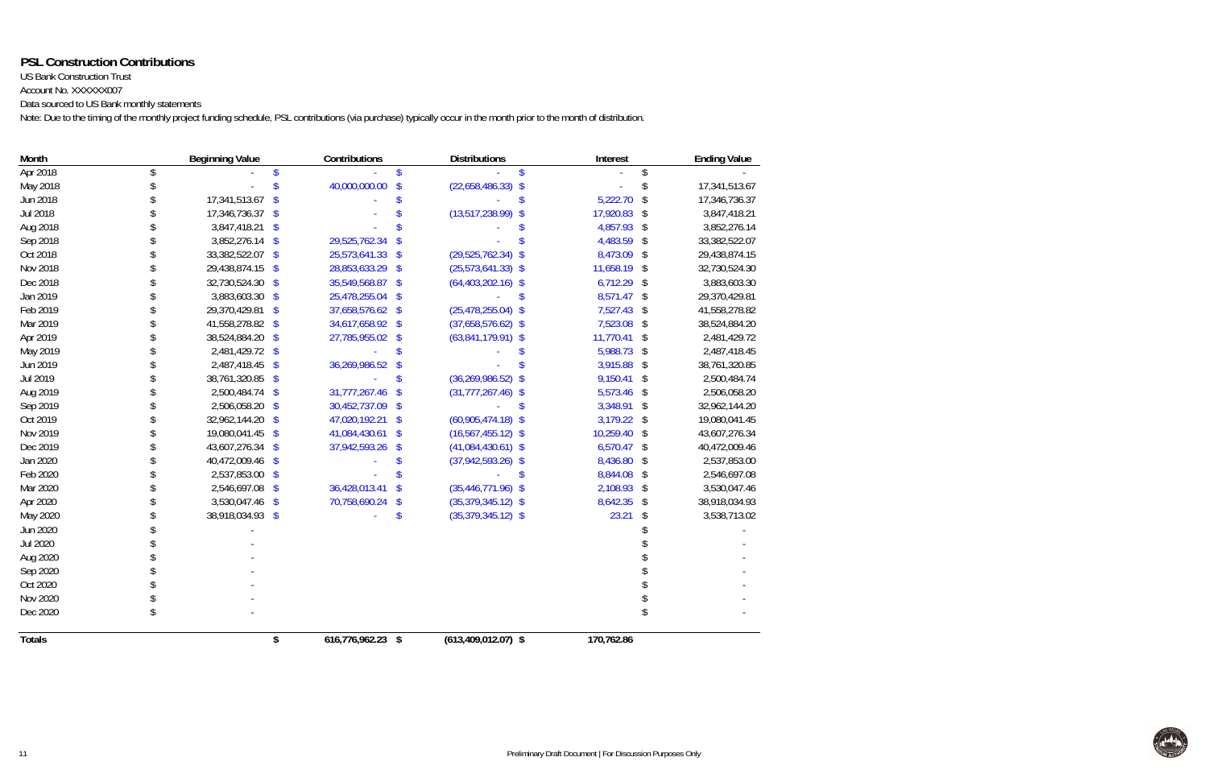## PSL Construction Contributions

US Bank Construction Trust

Account No. XXXXXX007

Data sourced to US Bank monthly statements

Note: Due to the timing of the monthly project funding schedule, PSL contributions (via purchase) typically occur in the month prior to the month of distribution.

| Month | Beginning Value | Contributions | Distributions | Interest | Ending Value |
|---|---|---|---|---|---|
| Apr 2018 | $ - | $ - | $ - | $ - | $ - |
| May 2018 | $ - | $ 40,000,000.00 | $ (22,658,486.33) | $ - | $ 17,341,513.67 |
| Jun 2018 | $ 17,341,513.67 | $ - | $ - | $ 5,222.70 | $ 17,346,736.37 |
| Jul 2018 | $ 17,346,736.37 | $ - | $ (13,517,238.99) | $ 17,920.83 | $ 3,847,418.21 |
| Aug 2018 | $ 3,847,418.21 | $ - | $ - | $ 4,857.93 | $ 3,852,276.14 |
| Sep 2018 | $ 3,852,276.14 | $ 29,525,762.34 | $ - | $ 4,483.59 | $ 33,382,522.07 |
| Oct 2018 | $ 33,382,522.07 | $ 25,573,641.33 | $ (29,525,762.34) | $ 8,473.09 | $ 29,438,874.15 |
| Nov 2018 | $ 29,438,874.15 | $ 28,853,633.29 | $ (25,573,641.33) | $ 11,658.19 | $ 32,730,524.30 |
| Dec 2018 | $ 32,730,524.30 | $ 35,549,568.87 | $ (64,403,202.16) | $ 6,712.29 | $ 3,883,603.30 |
| Jan 2019 | $ 3,883,603.30 | $ 25,478,255.04 | $ - | $ 8,571.47 | $ 29,370,429.81 |
| Feb 2019 | $ 29,370,429.81 | $ 37,658,576.62 | $ (25,478,255.04) | $ 7,527.43 | $ 41,558,278.82 |
| Mar 2019 | $ 41,558,278.82 | $ 34,617,658.92 | $ (37,658,576.62) | $ 7,523.08 | $ 38,524,884.20 |
| Apr 2019 | $ 38,524,884.20 | $ 27,785,955.02 | $ (63,841,179.91) | $ 11,770.41 | $ 2,481,429.72 |
| May 2019 | $ 2,481,429.72 | $ - | $ - | $ 5,988.73 | $ 2,487,418.45 |
| Jun 2019 | $ 2,487,418.45 | $ 36,269,986.52 | $ - | $ 3,915.88 | $ 38,761,320.85 |
| Jul 2019 | $ 38,761,320.85 | $ - | $ (36,269,986.52) | $ 9,150.41 | $ 2,500,484.74 |
| Aug 2019 | $ 2,500,484.74 | $ 31,777,267.46 | $ (31,777,267.46) | $ 5,573.46 | $ 2,506,058.20 |
| Sep 2019 | $ 2,506,058.20 | $ 30,452,737.09 | $ - | $ 3,348.91 | $ 32,962,144.20 |
| Oct 2019 | $ 32,962,144.20 | $ 47,020,192.21 | $ (60,905,474.18) | $ 3,179.22 | $ 19,080,041.45 |
| Nov 2019 | $ 19,080,041.45 | $ 41,084,430.61 | $ (16,567,455.12) | $ 10,259.40 | $ 43,607,276.34 |
| Dec 2019 | $ 43,607,276.34 | $ 37,942,593.26 | $ (41,084,430.61) | $ 6,570.47 | $ 40,472,009.46 |
| Jan 2020 | $ 40,472,009.46 | $ - | $ (37,942,593.26) | $ 8,436.80 | $ 2,537,853.00 |
| Feb 2020 | $ 2,537,853.00 | $ - | $ - | $ 8,844.08 | $ 2,546,697.08 |
| Mar 2020 | $ 2,546,697.08 | $ 36,428,013.41 | $ (35,446,771.96) | $ 2,108.93 | $ 3,530,047.46 |
| Apr 2020 | $ 3,530,047.46 | $ 70,758,690.24 | $ (35,379,345.12) | $ 8,642.35 | $ 38,918,034.93 |
| May 2020 | $ 38,918,034.93 | $ - | $ (35,379,345.12) | $ 23.21 | $ 3,538,713.02 |
| Jun 2020 | $ - | | | | $ - |
| Jul 2020 | $ - | | | | $ - |
| Aug 2020 | $ - | | | | $ - |
| Sep 2020 | $ - | | | | $ - |
| Oct 2020 | $ - | | | | $ - |
| Nov 2020 | $ - | | | | $ - |
| Dec 2020 | $ - | | | | $ - |
| **Totals** | | **$ 616,776,962.23** | **$ (613,409,012.07)** | **$ 170,762.86** | |

Preliminary Draft Document | For Discussion Purposes Only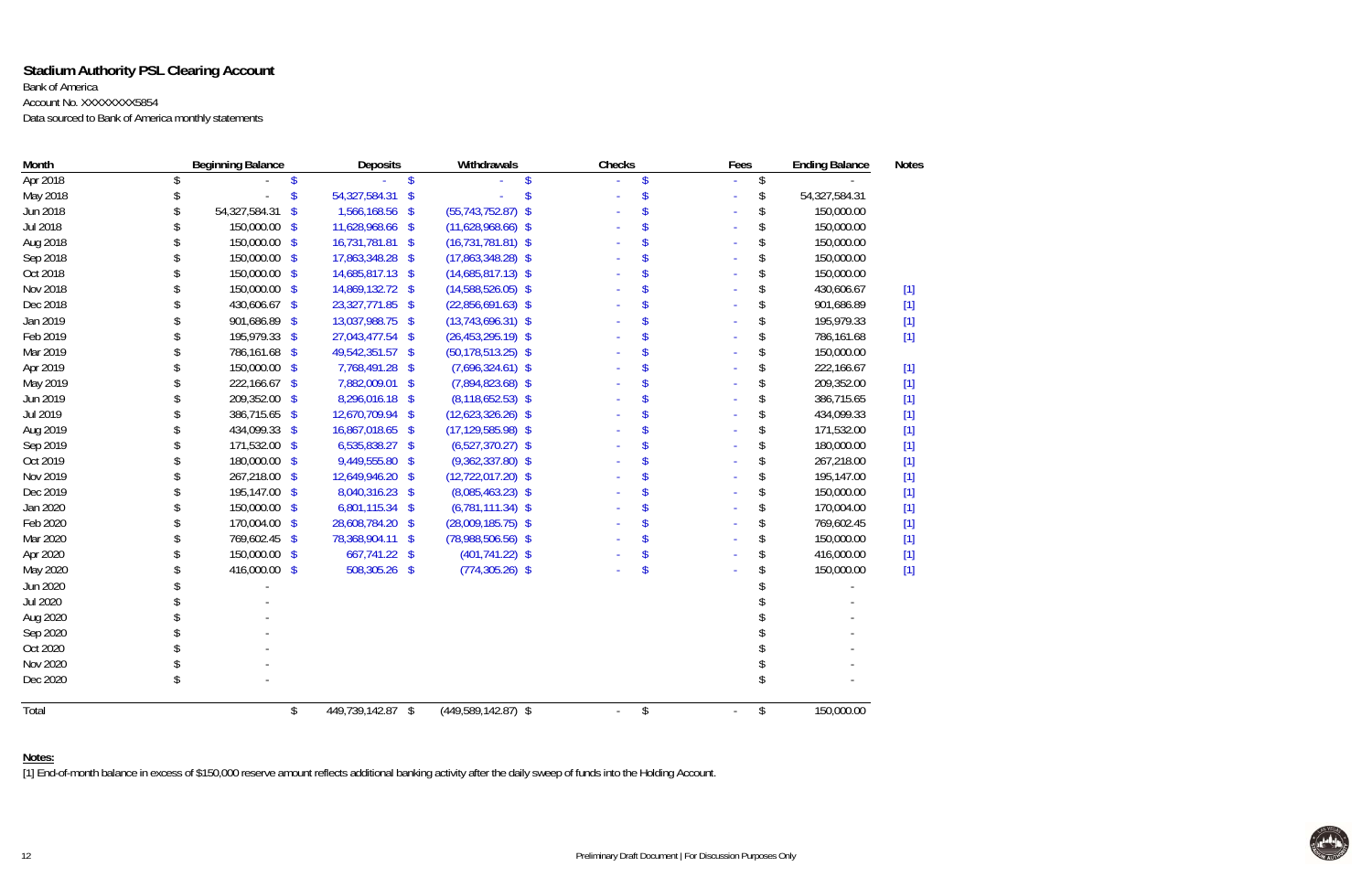## Stadium Authority PSL Clearing Account

Bank of America
Account No. XXXXXXXX5854
Data sourced to Bank of America monthly statements

| Month | Beginning Balance | Deposits | Withdrawals | Checks | Fees | Ending Balance | Notes |
|---|---|---|---|---|---|---|---|
| Apr 2018 | $ - | $ - | $ - | $ - | $ - | $ - | |
| May 2018 | $ - | $ 54,327,584.31 | $ - | $ - | $ - | $ 54,327,584.31 | |
| Jun 2018 | $ 54,327,584.31 | $ 1,566,168.56 | $ (55,743,752.87) | $ - | $ - | $ 150,000.00 | |
| Jul 2018 | $ 150,000.00 | $ 11,628,968.66 | $ (11,628,968.66) | $ - | $ - | $ 150,000.00 | |
| Aug 2018 | $ 150,000.00 | $ 16,731,781.81 | $ (16,731,781.81) | $ - | $ - | $ 150,000.00 | |
| Sep 2018 | $ 150,000.00 | $ 17,863,348.28 | $ (17,863,348.28) | $ - | $ - | $ 150,000.00 | |
| Oct 2018 | $ 150,000.00 | $ 14,685,817.13 | $ (14,685,817.13) | $ - | $ - | $ 150,000.00 | |
| Nov 2018 | $ 150,000.00 | $ 14,869,132.72 | $ (14,588,526.05) | $ - | $ - | $ 430,606.67 | [1] |
| Dec 2018 | $ 430,606.67 | $ 23,327,771.85 | $ (22,856,691.63) | $ - | $ - | $ 901,686.89 | [1] |
| Jan 2019 | $ 901,686.89 | $ 13,037,988.75 | $ (13,743,696.31) | $ - | $ - | $ 195,979.33 | [1] |
| Feb 2019 | $ 195,979.33 | $ 27,043,477.54 | $ (26,453,295.19) | $ - | $ - | $ 786,161.68 | [1] |
| Mar 2019 | $ 786,161.68 | $ 49,542,351.57 | $ (50,178,513.25) | $ - | $ - | $ 150,000.00 | |
| Apr 2019 | $ 150,000.00 | $ 7,768,491.28 | $ (7,696,324.61) | $ - | $ - | $ 222,166.67 | [1] |
| May 2019 | $ 222,166.67 | $ 7,882,009.01 | $ (7,894,823.68) | $ - | $ - | $ 209,352.00 | [1] |
| Jun 2019 | $ 209,352.00 | $ 8,296,016.18 | $ (8,118,652.53) | $ - | $ - | $ 386,715.65 | [1] |
| Jul 2019 | $ 386,715.65 | $ 12,670,709.94 | $ (12,623,326.26) | $ - | $ - | $ 434,099.33 | [1] |
| Aug 2019 | $ 434,099.33 | $ 16,867,018.65 | $ (17,129,585.98) | $ - | $ - | $ 171,532.00 | [1] |
| Sep 2019 | $ 171,532.00 | $ 6,535,838.27 | $ (6,527,370.27) | $ - | $ - | $ 180,000.00 | [1] |
| Oct 2019 | $ 180,000.00 | $ 9,449,555.80 | $ (9,362,337.80) | $ - | $ - | $ 267,218.00 | [1] |
| Nov 2019 | $ 267,218.00 | $ 12,649,946.20 | $ (12,722,017.20) | $ - | $ - | $ 195,147.00 | [1] |
| Dec 2019 | $ 195,147.00 | $ 8,040,316.23 | $ (8,085,463.23) | $ - | $ - | $ 150,000.00 | [1] |
| Jan 2020 | $ 150,000.00 | $ 6,801,115.34 | $ (6,781,111.34) | $ - | $ - | $ 170,004.00 | [1] |
| Feb 2020 | $ 170,004.00 | $ 28,608,784.20 | $ (28,009,185.75) | $ - | $ - | $ 769,602.45 | [1] |
| Mar 2020 | $ 769,602.45 | $ 78,368,904.11 | $ (78,988,506.56) | $ - | $ - | $ 150,000.00 | [1] |
| Apr 2020 | $ 150,000.00 | $ 667,741.22 | $ (401,741.22) | $ - | $ - | $ 416,000.00 | [1] |
| May 2020 | $ 416,000.00 | $ 508,305.26 | $ (774,305.26) | $ - | $ - | $ 150,000.00 | [1] |
| Jun 2020 | $ - | | | | | $ - | |
| Jul 2020 | $ - | | | | | $ - | |
| Aug 2020 | $ - | | | | | $ - | |
| Sep 2020 | $ - | | | | | $ - | |
| Oct 2020 | $ - | | | | | $ - | |
| Nov 2020 | $ - | | | | | $ - | |
| Dec 2020 | $ - | | | | | $ - | |
| Total | | $ 449,739,142.87 | $ (449,589,142.87) | $ - | $ - | $ 150,000.00 | |

**Notes:**

[1] End-of-month balance in excess of $150,000 reserve amount reflects additional banking activity after the daily sweep of funds into the Holding Account.

Preliminary Draft Document | For Discussion Purposes Only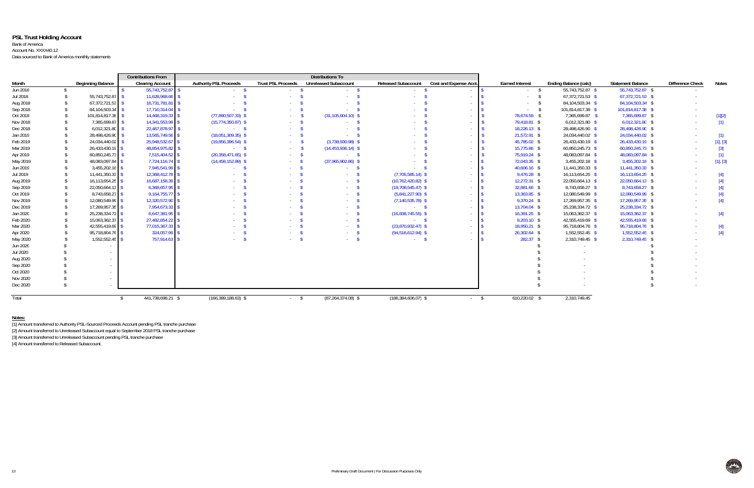# PSL Trust Holding Account

Bank of America
Account No. XXXX40.12
Data sourced to Bank of America monthly statements

| Month | Beginning Balance | Contributions From Clearing Account | Distributions To Authority PSL Proceeds | Distributions To Trust PSL Proceeds | Distributions To Unreleased Subaccount | Distributions To Released Subaccount | Distributions To Cost and Expense Acct. | Earned Interest | Ending Balance (calc) | Statement Balance | Difference Check | Notes |
|---|---|---|---|---|---|---|---|---|---|---|---|---|
| Jun 2018 | $ - | $ 55,743,752.87 | $ - | $ - | $ - | $ - | $ - | $ - | $ 55,743,752.87 | $ 55,743,752.87 | $ - | |
| Jul 2018 | $ 55,743,752.87 | $ 11,628,968.66 | $ - | $ - | $ - | $ - | $ - | $ - | $ 67,372,721.53 | $ 67,372,721.53 | $ - | |
| Aug 2018 | $ 67,372,721.53 | $ 16,731,781.81 | $ - | $ - | $ - | $ - | $ - | $ - | $ 84,104,503.34 | $ 84,104,503.34 | $ - | |
| Sep 2018 | $ 84,104,503.34 | $ 17,710,314.04 | $ - | $ - | $ - | $ - | $ - | $ - | $ 101,814,817.38 | $ 101,814,817.38 | $ - | |
| Oct 2018 | $ 101,814,817.38 | $ 14,468,319.33 | $ (77,890,507.33) | $ - | $ (31,105,604.10) | $ - | $ - | $ 78,674.59 | $ 7,365,699.87 | $ 7,365,699.87 | $ - | [1][2] |
| Nov 2018 | $ 7,365,699.87 | $ 14,341,553.99 | $ (15,774,350.87) | $ - | $ - | $ - | $ - | $ 79,418.81 | $ 6,012,321.80 | $ 6,012,321.80 | $ - | [1] |
| Dec 2018 | $ 6,012,321.80 | $ 22,467,878.97 | $ - | $ - | $ - | $ - | $ - | $ 18,226.13 | $ 28,498,426.90 | $ 28,498,426.90 | $ - | |
| Jan 2019 | $ 28,498,426.90 | $ 13,565,749.56 | $ (18,051,309.35) | $ - | $ - | $ - | $ - | $ 21,572.91 | $ 24,034,440.02 | $ 24,034,440.02 | $ - | [1] |
| Feb 2019 | $ 24,034,440.02 | $ 25,948,532.67 | $ (19,856,396.54) | $ - | $ (3,738,930.98) | $ - | $ - | $ 45,785.02 | $ 26,433,430.19 | $ 26,433,430.19 | $ - | [1], [3] |
| Mar 2019 | $ 26,433,430.19 | $ 48,854,975.82 | $ - | $ - | $ (14,453,936.14) | $ - | $ - | $ 15,775.86 | $ 60,850,245.73 | $ 60,850,245.73 | $ - | [3] |
| Apr 2019 | $ 60,850,245.73 | $ 7,515,404.52 | $ (20,358,471.65) | $ - | $ - | $ - | $ - | $ 75,919.24 | $ 48,083,097.84 | $ 48,083,097.84 | $ - | [1] |
| May 2019 | $ 48,083,097.84 | $ 7,724,116.74 | $ (14,458,152.89) | $ - | $ (37,965,902.86) | $ - | $ - | $ 72,043.35 | $ 3,455,202.18 | $ 3,455,202.18 | $ - | [1], [3] |
| Jun 2019 | $ 3,455,202.18 | $ 7,945,541.99 | $ - | $ - | $ - | $ - | $ - | $ 40,606.16 | $ 11,441,350.33 | $ 11,441,350.33 | $ - | |
| Jul 2019 | $ 11,441,350.33 | $ 12,368,412.78 | $ - | $ - | $ - | $ (7,705,585.14) | $ - | $ 9,476.28 | $ 16,113,654.25 | $ 16,113,654.25 | $ - | [4] |
| Aug 2019 | $ 16,113,654.25 | $ 16,687,158.39 | $ - | $ - | $ - | $ (10,762,420.82) | $ - | $ 12,272.31 | $ 22,050,664.13 | $ 22,050,664.13 | $ - | [4] |
| Sep 2019 | $ 22,050,664.13 | $ 6,368,657.95 | $ - | $ - | $ - | $ (19,708,545.47) | $ - | $ 32,881.66 | $ 8,743,658.27 | $ 8,743,658.27 | $ - | [4] |
| Oct 2019 | $ 8,743,658.27 | $ 9,164,755.77 | $ - | $ - | $ - | $ (5,841,227.90) | $ - | $ 13,363.85 | $ 12,080,549.99 | $ 12,080,549.99 | $ - | [4] |
| Nov 2019 | $ 12,080,549.99 | $ 12,320,572.90 | $ - | $ - | $ - | $ (7,140,535.78) | $ - | $ 9,370.24 | $ 17,269,957.35 | $ 17,269,957.35 | $ - | [4] |
| Dec 2019 | $ 17,269,957.35 | $ 7,954,673.33 | $ - | $ - | $ - | $ - | $ - | $ 13,704.04 | $ 25,238,334.72 | $ 25,238,334.72 | $ - | |
| Jan 2020 | $ 25,238,334.72 | $ 6,647,381.95 | $ - | $ - | $ - | $ (16,838,745.55) | $ - | $ 16,391.25 | $ 15,063,362.37 | $ 15,063,362.37 | $ - | [4] |
| Feb 2020 | $ 15,063,362.37 | $ 27,482,854.22 | $ - | $ - | $ - | $ - | $ - | $ 9,203.10 | $ 42,555,419.69 | $ 42,555,419.69 | $ - | |
| Mar 2020 | $ 42,555,419.69 | $ 77,015,367.33 | $ - | $ - | $ - | $ (23,870,932.47) | $ - | $ 18,950.21 | $ 95,718,804.76 | $ 95,718,804.76 | $ - | [4] |
| Apr 2020 | $ 95,718,804.76 | $ 324,057.99 | $ - | $ - | $ - | $ (94,516,612.94) | $ - | $ 26,302.64 | $ 1,552,552.45 | $ 1,552,552.45 | $ - | [4] |
| May 2020 | $ 1,552,552.45 | $ 757,914.63 | $ - | $ - | $ - | $ - | $ - | $ 282.37 | $ 2,310,749.45 | $ 2,310,749.45 | $ - | |
| Jun 2020 | $ - | | | | | | | | $ - | | $ - | |
| Jul 2020 | $ - | | | | | | | | $ - | | $ - | |
| Aug 2020 | $ - | | | | | | | | $ - | | $ - | |
| Sep 2020 | $ - | | | | | | | | $ - | | $ - | |
| Oct 2020 | $ - | | | | | | | | $ - | | $ - | |
| Nov 2020 | $ - | | | | | | | | $ - | | $ - | |
| Dec 2020 | $ - | | | | | | | | $ - | | $ - | |
| Total | | $ 441,738,698.21 | $ (166,389,188.63) | $ - | $ (87,264,374.08) | $ (186,384,606.07) | $ - | $ 610,220.02 | $ 2,310,749.45 | | | |

**Notes:**

[1] Amount transferred to Authority PSL-Sourced Proceeds Account pending PSL tranche purchase
[2] Amount transferred to Unreleased Subaccount equal to September 2018 PSL tranche purchase
[3] Amount transferred to Unreleased Subaccount pending PSL tranche purchase
[4] Amount transferred to Released Subaccount.

Preliminary Draft Document | For Discussion Purposes Only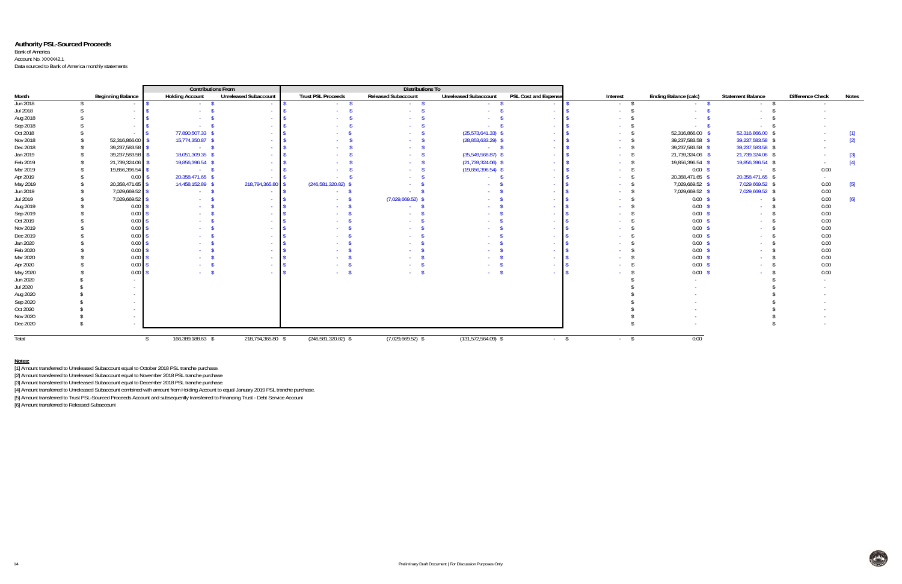## Authority PSL-Sourced Proceeds

Bank of America
Account No. XXXX42.1
Data sourced to Bank of America monthly statements

| Month | Beginning Balance | Contributions From | | Distributions To | | | | Interest | Ending Balance (calc) | Statement Balance | Difference Check | Notes |
|---|---|---|---|---|---|---|---|---|---|---|---|---|
| | | Holding Account | Unreleased Subaccount | Trust PSL Proceeds | Released Subaccount | Unreleased Subaccount | PSL Cost and Expense | | | | | |
| Jun 2018 | $ - | $ - | $ - | $ - | $ - | $ - | $ - | $ - | $ - | $ - | $ - | |
| Jul 2018 | $ - | $ - | $ - | $ - | $ - | $ - | $ - | $ - | $ - | $ - | $ - | |
| Aug 2018 | $ - | $ - | $ - | $ - | $ - | $ - | $ - | $ - | $ - | $ - | $ - | |
| Sep 2018 | $ - | $ - | $ - | $ - | $ - | $ - | $ - | $ - | $ - | $ - | $ - | |
| Oct 2018 | $ - | $ 77,890,507.33 | $ - | $ - | $ - | $ (25,573,641.33) | $ - | $ - | $ 52,316,866.00 | $ 52,316,866.00 | $ - | [1] |
| Nov 2018 | $ 52,316,866.00 | $ 15,774,350.87 | $ - | $ - | $ - | $ (28,853,633.29) | $ - | $ - | $ 39,237,583.58 | $ 39,237,583.58 | $ - | [2] |
| Dec 2018 | $ 39,237,583.58 | $ - | $ - | $ - | $ - | $ - | $ - | $ - | $ 39,237,583.58 | $ 39,237,583.58 | $ - | |
| Jan 2019 | $ 39,237,583.58 | $ 18,051,309.35 | $ - | $ - | $ - | $ (35,549,568.87) | $ - | $ - | $ 21,739,324.06 | $ 21,739,324.06 | $ - | [3] |
| Feb 2019 | $ 21,739,324.06 | $ 19,856,396.54 | $ - | $ - | $ - | $ (21,739,324.06) | $ - | $ - | $ 19,856,396.54 | $ 19,856,396.54 | $ - | [4] |
| Mar 2019 | $ 19,856,396.54 | $ - | $ - | $ - | $ - | $ (19,856,396.54) | $ - | $ - | $ 0.00 | $ - | $ 0.00 | |
| Apr 2019 | $ 0.00 | $ 20,358,471.65 | $ - | $ - | $ - | $ - | $ - | $ - | $ 20,358,471.65 | $ 20,358,471.65 | $ - | |
| May 2019 | $ 20,358,471.65 | $ 14,458,152.89 | $ 218,794,365.80 | $ (246,581,320.82) | $ - | $ - | $ - | $ - | $ 7,029,669.52 | $ 7,029,669.52 | $ 0.00 | [5] |
| Jun 2019 | $ 7,029,669.52 | $ - | $ - | $ - | $ - | $ - | $ - | $ - | $ 7,029,669.52 | $ 7,029,669.52 | $ 0.00 | |
| Jul 2019 | $ 7,029,669.52 | $ - | $ - | $ - | $ (7,029,669.52) | $ - | $ - | $ - | $ 0.00 | $ - | $ 0.00 | [6] |
| Aug 2019 | $ 0.00 | $ - | $ - | $ - | $ - | $ - | $ - | $ - | $ 0.00 | $ - | $ 0.00 | |
| Sep 2019 | $ 0.00 | $ - | $ - | $ - | $ - | $ - | $ - | $ - | $ 0.00 | $ - | $ 0.00 | |
| Oct 2019 | $ 0.00 | $ - | $ - | $ - | $ - | $ - | $ - | $ - | $ 0.00 | $ - | $ 0.00 | |
| Nov 2019 | $ 0.00 | $ - | $ - | $ - | $ - | $ - | $ - | $ - | $ 0.00 | $ - | $ 0.00 | |
| Dec 2019 | $ 0.00 | $ - | $ - | $ - | $ - | $ - | $ - | $ - | $ 0.00 | $ - | $ 0.00 | |
| Jan 2020 | $ 0.00 | $ - | $ - | $ - | $ - | $ - | $ - | $ - | $ 0.00 | $ - | $ 0.00 | |
| Feb 2020 | $ 0.00 | $ - | $ - | $ - | $ - | $ - | $ - | $ - | $ 0.00 | $ - | $ 0.00 | |
| Mar 2020 | $ 0.00 | $ - | $ - | $ - | $ - | $ - | $ - | $ - | $ 0.00 | $ - | $ 0.00 | |
| Apr 2020 | $ 0.00 | $ - | $ - | $ - | $ - | $ - | $ - | $ - | $ 0.00 | $ - | $ 0.00 | |
| May 2020 | $ 0.00 | $ - | $ - | $ - | $ - | $ - | $ - | $ - | $ 0.00 | $ - | $ 0.00 | |
| Jun 2020 | $ - | | | | | | | | $ - | | $ - | |
| Jul 2020 | $ - | | | | | | | | $ - | | $ - | |
| Aug 2020 | $ - | | | | | | | | $ - | | $ - | |
| Sep 2020 | $ - | | | | | | | | $ - | | $ - | |
| Oct 2020 | $ - | | | | | | | | $ - | | $ - | |
| Nov 2020 | $ - | | | | | | | | $ - | | $ - | |
| Dec 2020 | $ - | | | | | | | | $ - | | $ - | |
| Total | | $ 166,389,188.63 | $ 218,794,365.80 | $ (246,581,320.82) | $ (7,029,669.52) | $ (131,572,564.09) | $ - | $ - | $ 0.00 | | | |

**Notes:**

[1] Amount transferred to Unreleased Subaccount equal to October 2018 PSL tranche purchase.

[2] Amount transferred to Unreleased Subaccount equal to November 2018 PSL tranche purchase.

[3] Amount transferred to Unreleased Subaccount equal to December 2018 PSL tranche purchase.

[4] Amount transferred to Unreleased Subaccount combined with amount from Holding Account to equal January 2019 PSL tranche purchase.

[5] Amount transferred to Trust PSL-Sourced Proceeds Account and subsequently transferred to Financing Trust - Debt Service Account

[6] Amount transferred to Released Subaccount

Preliminary Draft Document | For Discussion Purposes Only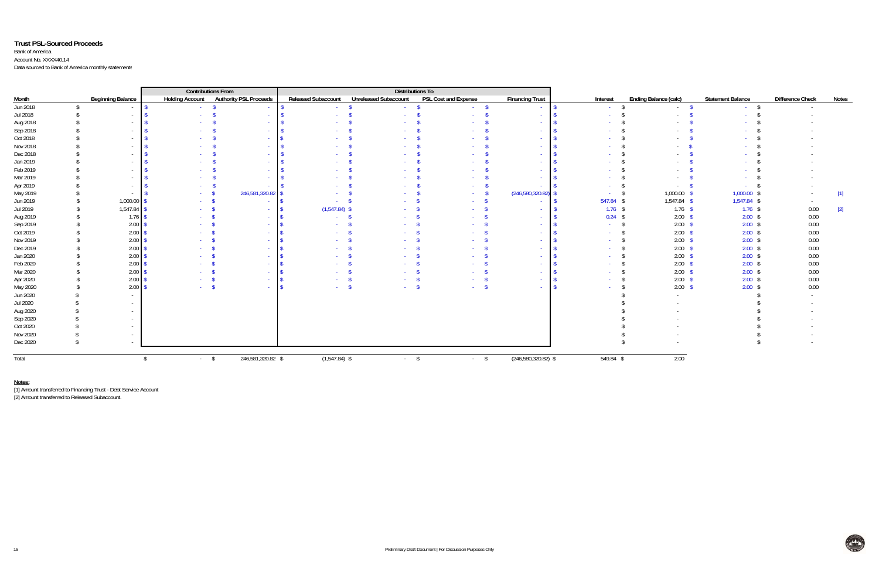**Trust PSL-Sourced Proceeds**

Bank of America

Account No. XXXX40.14

Data sourced to Bank of America monthly statements

| Month | Beginning Balance | Contributions From | | Distributions To | | | | Interest | Ending Balance (calc) | Statement Balance | Difference Check | Notes |
|---|---|---|---|---|---|---|---|---|---|---|---|---|
| | | Holding Account | Authority PSL Proceeds | Released Subaccount | Unreleased Subaccount | PSL Cost and Expense | Financing Trust | | | | | |
| Jun 2018 | $ - | $ - | $ - | $ - | $ - | $ - | $ - | $ - | $ - | $ - | $ - | |
| Jul 2018 | $ - | $ - | $ - | $ - | $ - | $ - | $ - | $ - | $ - | $ - | $ - | |
| Aug 2018 | $ - | $ - | $ - | $ - | $ - | $ - | $ - | $ - | $ - | $ - | $ - | |
| Sep 2018 | $ - | $ - | $ - | $ - | $ - | $ - | $ - | $ - | $ - | $ - | $ - | |
| Oct 2018 | $ - | $ - | $ - | $ - | $ - | $ - | $ - | $ - | $ - | $ - | $ - | |
| Nov 2018 | $ - | $ - | $ - | $ - | $ - | $ - | $ - | $ - | $ - | $ - | $ - | |
| Dec 2018 | $ - | $ - | $ - | $ - | $ - | $ - | $ - | $ - | $ - | $ - | $ - | |
| Jan 2019 | $ - | $ - | $ - | $ - | $ - | $ - | $ - | $ - | $ - | $ - | $ - | |
| Feb 2019 | $ - | $ - | $ - | $ - | $ - | $ - | $ - | $ - | $ - | $ - | $ - | |
| Mar 2019 | $ - | $ - | $ - | $ - | $ - | $ - | $ - | $ - | $ - | $ - | $ - | |
| Apr 2019 | $ - | $ - | $ - | $ - | $ - | $ - | $ - | $ - | $ - | $ - | $ - | |
| May 2019 | $ - | $ - | $ 246,581,320.82 | $ - | $ - | $ - | $ (246,580,320.82) | $ - | $ 1,000.00 | $ 1,000.00 | $ - | [1] |
| Jun 2019 | $ 1,000.00 | $ - | $ - | $ - | $ - | $ - | $ - | $ 547.84 | $ 1,547.84 | $ 1,547.84 | $ - | |
| Jul 2019 | $ 1,547.84 | $ - | $ - | $ (1,547.84) | $ - | $ - | $ - | $ 1.76 | $ 1.76 | $ 1.76 | $ 0.00 | [2] |
| Aug 2019 | $ 1.76 | $ - | $ - | $ - | $ - | $ - | $ - | $ 0.24 | $ 2.00 | $ 2.00 | $ 0.00 | |
| Sep 2019 | $ 2.00 | $ - | $ - | $ - | $ - | $ - | $ - | $ - | $ 2.00 | $ 2.00 | $ 0.00 | |
| Oct 2019 | $ 2.00 | $ - | $ - | $ - | $ - | $ - | $ - | $ - | $ 2.00 | $ 2.00 | $ 0.00 | |
| Nov 2019 | $ 2.00 | $ - | $ - | $ - | $ - | $ - | $ - | $ - | $ 2.00 | $ 2.00 | $ 0.00 | |
| Dec 2019 | $ 2.00 | $ - | $ - | $ - | $ - | $ - | $ - | $ - | $ 2.00 | $ 2.00 | $ 0.00 | |
| Jan 2020 | $ 2.00 | $ - | $ - | $ - | $ - | $ - | $ - | $ - | $ 2.00 | $ 2.00 | $ 0.00 | |
| Feb 2020 | $ 2.00 | $ - | $ - | $ - | $ - | $ - | $ - | $ - | $ 2.00 | $ 2.00 | $ 0.00 | |
| Mar 2020 | $ 2.00 | $ - | $ - | $ - | $ - | $ - | $ - | $ - | $ 2.00 | $ 2.00 | $ 0.00 | |
| Apr 2020 | $ 2.00 | $ - | $ - | $ - | $ - | $ - | $ - | $ - | $ 2.00 | $ 2.00 | $ 0.00 | |
| May 2020 | $ 2.00 | $ - | $ - | $ - | $ - | $ - | $ - | $ - | $ 2.00 | $ 2.00 | $ 0.00 | |
| Jun 2020 | $ - | | | | | | | | $ - | | $ - | |
| Jul 2020 | $ - | | | | | | | | $ - | | $ - | |
| Aug 2020 | $ - | | | | | | | | $ - | | $ - | |
| Sep 2020 | $ - | | | | | | | | $ - | | $ - | |
| Oct 2020 | $ - | | | | | | | | $ - | | $ - | |
| Nov 2020 | $ - | | | | | | | | $ - | | $ - | |
| Dec 2020 | $ - | | | | | | | | $ - | | $ - | |
| Total | | $ - | $ 246,581,320.82 | $ (1,547.84) | $ - | $ - | $ (246,580,320.82) | $ 549.84 | $ 2.00 | | | |

**Notes:**

[1] Amount transferred to Financing Trust - Debt Service Account

[2] Amount transferred to Released Subaccount.

Preliminary Draft Document | For Discussion Purposes Only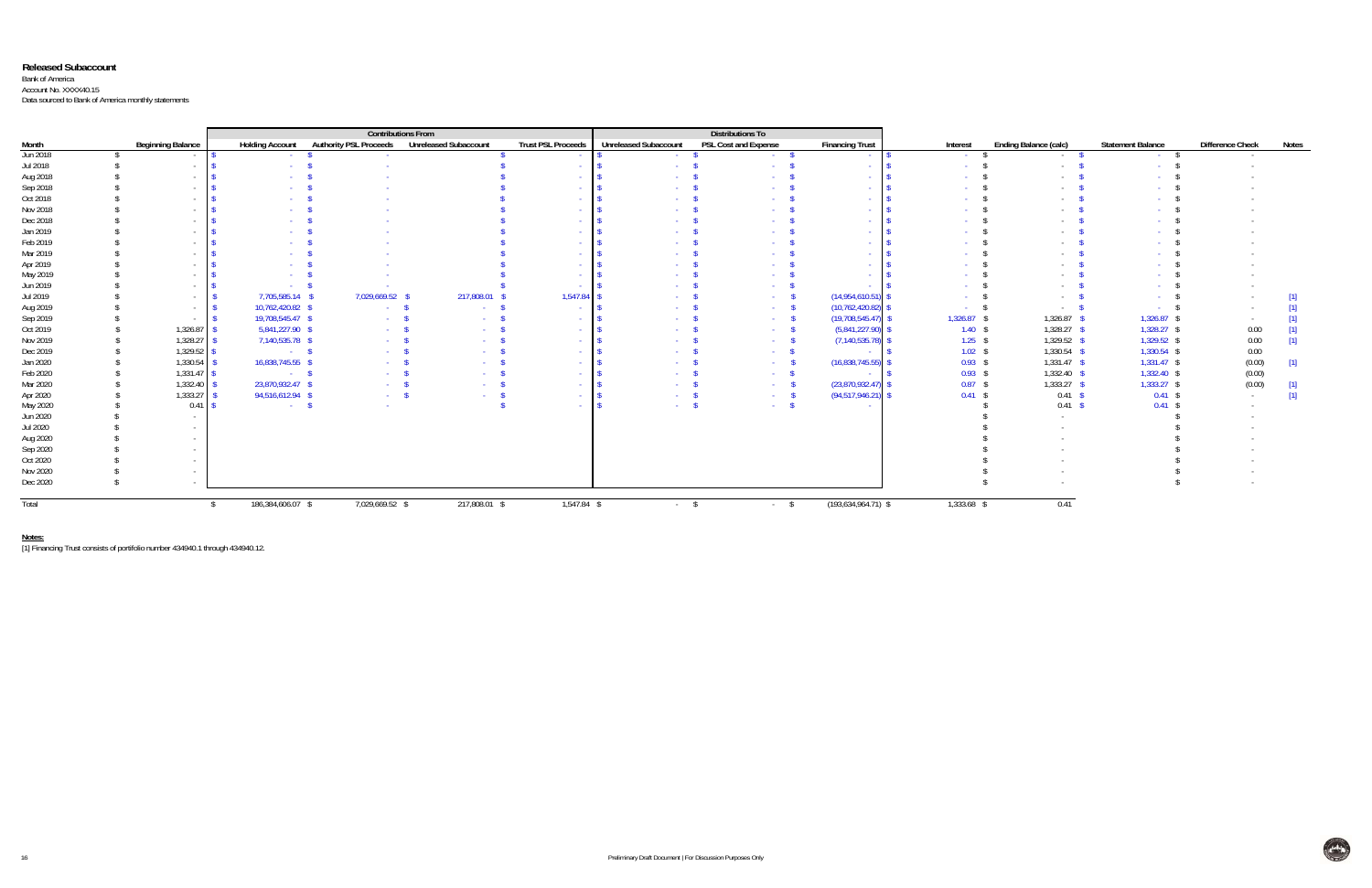**Released Subaccount**

Bank of America
Account No. XXXX40.15
Data sourced to Bank of America monthly statements

| | | Contributions From | | | | Distributions To | | | | | | | |
|---|---|---|---|---|---|---|---|---|---|---|---|---|---|
| Month | Beginning Balance | Holding Account | Authority PSL Proceeds | Unreleased Subaccount | Trust PSL Proceeds | Unreleased Subaccount | PSL Cost and Expense | Financing Trust | Interest | Ending Balance (calc) | Statement Balance | Difference Check | Notes |
| Jun 2018 | $ - | $ - | $ - | $ - | $ - | $ - | $ - | $ - | $ - | $ - | $ - | $ - | |
| Jul 2018 | $ - | $ - | $ - | $ - | $ - | $ - | $ - | $ - | $ - | $ - | $ - | $ - | |
| Aug 2018 | $ - | $ - | $ - | $ - | $ - | $ - | $ - | $ - | $ - | $ - | $ - | $ - | |
| Sep 2018 | $ - | $ - | $ - | $ - | $ - | $ - | $ - | $ - | $ - | $ - | $ - | $ - | |
| Oct 2018 | $ - | $ - | $ - | $ - | $ - | $ - | $ - | $ - | $ - | $ - | $ - | $ - | |
| Nov 2018 | $ - | $ - | $ - | $ - | $ - | $ - | $ - | $ - | $ - | $ - | $ - | $ - | |
| Dec 2018 | $ - | $ - | $ - | $ - | $ - | $ - | $ - | $ - | $ - | $ - | $ - | $ - | |
| Jan 2019 | $ - | $ - | $ - | $ - | $ - | $ - | $ - | $ - | $ - | $ - | $ - | $ - | |
| Feb 2019 | $ - | $ - | $ - | $ - | $ - | $ - | $ - | $ - | $ - | $ - | $ - | $ - | |
| Mar 2019 | $ - | $ - | $ - | $ - | $ - | $ - | $ - | $ - | $ - | $ - | $ - | $ - | |
| Apr 2019 | $ - | $ - | $ - | $ - | $ - | $ - | $ - | $ - | $ - | $ - | $ - | $ - | |
| May 2019 | $ - | $ - | $ - | $ - | $ - | $ - | $ - | $ - | $ - | $ - | $ - | $ - | |
| Jun 2019 | $ - | $ - | $ - | $ - | $ - | $ - | $ - | $ - | $ - | $ - | $ - | $ - | |
| Jul 2019 | $ - | $ 7,705,585.14 | $ 7,029,669.52 | $ 217,808.01 | $ 1,547.84 | $ - | $ - | $ (14,954,610.51) | $ - | $ - | $ - | $ - | [1] |
| Aug 2019 | $ - | $ 10,762,420.82 | $ - | $ - | $ - | $ - | $ - | $ (10,762,420.82) | $ - | $ - | $ - | $ - | [1] |
| Sep 2019 | $ - | $ 19,708,545.47 | $ - | $ - | $ - | $ - | $ - | $ (19,708,545.47) | $ 1,326.87 | $ 1,326.87 | $ 1,326.87 | $ - | [1] |
| Oct 2019 | $ 1,326.87 | $ 5,841,227.90 | $ - | $ - | $ - | $ - | $ - | $ (5,841,227.90) | $ 1.40 | $ 1,328.27 | $ 1,328.27 | $ 0.00 | [1] |
| Nov 2019 | $ 1,328.27 | $ 7,140,535.78 | $ - | $ - | $ - | $ - | $ - | $ (7,140,535.78) | $ 1.25 | $ 1,329.52 | $ 1,329.52 | $ 0.00 | [1] |
| Dec 2019 | $ 1,329.52 | $ - | $ - | $ - | $ - | $ - | $ - | $ - | $ 1.02 | $ 1,330.54 | $ 1,330.54 | $ 0.00 | |
| Jan 2020 | $ 1,330.54 | $ 16,838,745.55 | $ - | $ - | $ - | $ - | $ - | $ (16,838,745.55) | $ 0.93 | $ 1,331.47 | $ 1,331.47 | $ (0.00) | [1] |
| Feb 2020 | $ 1,331.47 | $ - | $ - | $ - | $ - | $ - | $ - | $ - | $ 0.93 | $ 1,332.40 | $ 1,332.40 | $ (0.00) | |
| Mar 2020 | $ 1,332.40 | $ 23,870,932.47 | $ - | $ - | $ - | $ - | $ - | $ (23,870,932.47) | $ 0.87 | $ 1,333.27 | $ 1,333.27 | $ (0.00) | [1] |
| Apr 2020 | $ 1,333.27 | $ 94,516,612.94 | $ - | $ - | $ - | $ - | $ - | $ (94,517,946.21) | $ 0.41 | $ 0.41 | $ 0.41 | $ - | [1] |
| May 2020 | $ 0.41 | $ - | $ - | $ - | $ - | $ - | $ - | $ - | | $ 0.41 | $ 0.41 | $ - | |
| Jun 2020 | $ - | | | | | | | | | $ - | | $ - | |
| Jul 2020 | $ - | | | | | | | | | $ - | | $ - | |
| Aug 2020 | $ - | | | | | | | | | $ - | | $ - | |
| Sep 2020 | $ - | | | | | | | | | $ - | | $ - | |
| Oct 2020 | $ - | | | | | | | | | $ - | | $ - | |
| Nov 2020 | $ - | | | | | | | | | $ - | | $ - | |
| Dec 2020 | $ - | | | | | | | | | $ - | | $ - | |
| Total | | $ 186,384,606.07 | $ 7,029,669.52 | $ 217,808.01 | $ 1,547.84 | $ - | $ - | $ (193,634,964.71) | $ 1,333.68 | $ 0.41 | | | |

**Notes:**

[1] Financing Trust consists of portfolio number 434940.1 through 434940.12.

Preliminary Draft Document | For Discussion Purposes Only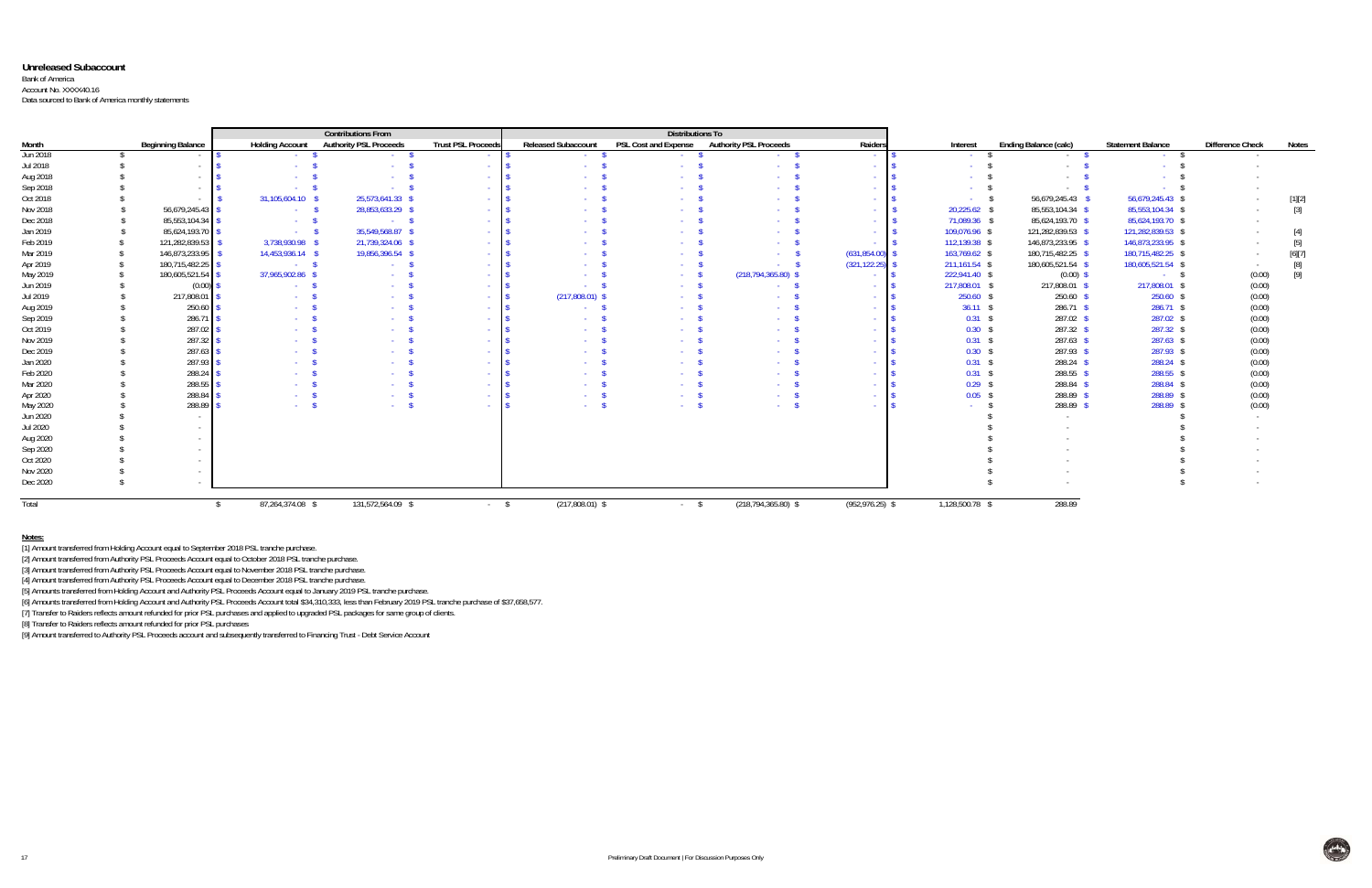# Unreleased Subaccount

Bank of America
Account No. XXXX40.16
Data sourced to Bank of America monthly statements

| Month | Beginning Balance | Contributions From | | | Distributions To | | | | Interest | Ending Balance (calc) | Statement Balance | Difference Check | Notes |
|---|---|---|---|---|---|---|---|---|---|---|---|---|---|
| | | Holding Account | Authority PSL Proceeds | Trust PSL Proceeds | Released Subaccount | PSL Cost and Expense | Authority PSL Proceeds | Raiders | | | | | |
| Jun 2018 | $ - | $ - | $ - | $ - | $ - | $ - | $ - | $ - | $ - | $ - | $ - | $ - | |
| Jul 2018 | $ - | $ - | $ - | $ - | $ - | $ - | $ - | $ - | $ - | $ - | $ - | $ - | |
| Aug 2018 | $ - | $ - | $ - | $ - | $ - | $ - | $ - | $ - | $ - | $ - | $ - | $ - | |
| Sep 2018 | $ - | $ - | $ - | $ - | $ - | $ - | $ - | $ - | $ - | $ - | $ - | $ - | |
| Oct 2018 | $ - | $ 31,105,604.10 | $ 25,573,641.33 | $ - | $ - | $ - | $ - | $ - | $ - | $ 56,679,245.43 | $ 56,679,245.43 | $ - | [1][2] |
| Nov 2018 | $ 56,679,245.43 | $ - | $ 28,853,633.29 | $ - | $ - | $ - | $ - | $ - | $ 20,225.62 | $ 85,553,104.34 | $ 85,553,104.34 | $ - | [3] |
| Dec 2018 | $ 85,553,104.34 | $ - | $ - | $ - | $ - | $ - | $ - | $ - | $ 71,089.36 | $ 85,624,193.70 | $ 85,624,193.70 | $ - | |
| Jan 2019 | $ 85,624,193.70 | $ - | $ 35,549,568.87 | $ - | $ - | $ - | $ - | $ - | $ 109,076.96 | $ 121,282,839.53 | $ 121,282,839.53 | $ - | [4] |
| Feb 2019 | $ 121,282,839.53 | $ 3,738,930.98 | $ 21,739,324.06 | $ - | $ - | $ - | $ - | $ - | $ 112,139.38 | $ 146,873,233.95 | $ 146,873,233.95 | $ - | [5] |
| Mar 2019 | $ 146,873,233.95 | $ 14,453,936.14 | $ 19,856,396.54 | $ - | $ - | $ - | $ - | $ (631,854.00) | $ 163,769.62 | $ 180,715,482.25 | $ 180,715,482.25 | $ - | [6][7] |
| Apr 2019 | $ 180,715,482.25 | $ - | $ - | $ - | $ - | $ - | $ - | $ (321,122.25) | $ 211,161.54 | $ 180,605,521.54 | $ 180,605,521.54 | $ - | [8] |
| May 2019 | $ 180,605,521.54 | $ 37,965,902.86 | $ - | $ - | $ - | $ - | $ (218,794,365.80) | $ - | $ 222,941.40 | $ (0.00) | $ - | $ (0.00) | [9] |
| Jun 2019 | $ (0.00) | $ - | $ - | $ - | $ - | $ - | $ - | $ - | $ 217,808.01 | $ 217,808.01 | $ 217,808.01 | $ (0.00) | |
| Jul 2019 | $ 217,808.01 | $ - | $ - | $ - | $ (217,808.01) | $ - | $ - | $ - | $ 250.60 | $ 250.60 | $ 250.60 | $ (0.00) | |
| Aug 2019 | $ 250.60 | $ - | $ - | $ - | $ - | $ - | $ - | $ - | $ 36.11 | $ 286.71 | $ 286.71 | $ (0.00) | |
| Sep 2019 | $ 286.71 | $ - | $ - | $ - | $ - | $ - | $ - | $ - | $ 0.31 | $ 287.02 | $ 287.02 | $ (0.00) | |
| Oct 2019 | $ 287.02 | $ - | $ - | $ - | $ - | $ - | $ - | $ - | $ 0.30 | $ 287.32 | $ 287.32 | $ (0.00) | |
| Nov 2019 | $ 287.32 | $ - | $ - | $ - | $ - | $ - | $ - | $ - | $ 0.31 | $ 287.63 | $ 287.63 | $ (0.00) | |
| Dec 2019 | $ 287.63 | $ - | $ - | $ - | $ - | $ - | $ - | $ - | $ 0.30 | $ 287.93 | $ 287.93 | $ (0.00) | |
| Jan 2020 | $ 287.93 | $ - | $ - | $ - | $ - | $ - | $ - | $ - | $ 0.31 | $ 288.24 | $ 288.24 | $ (0.00) | |
| Feb 2020 | $ 288.24 | $ - | $ - | $ - | $ - | $ - | $ - | $ - | $ 0.31 | $ 288.55 | $ 288.55 | $ (0.00) | |
| Mar 2020 | $ 288.55 | $ - | $ - | $ - | $ - | $ - | $ - | $ - | $ 0.29 | $ 288.84 | $ 288.84 | $ (0.00) | |
| Apr 2020 | $ 288.84 | $ - | $ - | $ - | $ - | $ - | $ - | $ - | $ 0.05 | $ 288.89 | $ 288.89 | $ (0.00) | |
| May 2020 | $ 288.89 | $ - | $ - | $ - | $ - | $ - | $ - | $ - | $ - | $ 288.89 | $ 288.89 | $ (0.00) | |
| Jun 2020 | $ - | | | | | | | | | $ - | | $ - | |
| Jul 2020 | $ - | | | | | | | | | $ - | | $ - | |
| Aug 2020 | $ - | | | | | | | | | $ - | | $ - | |
| Sep 2020 | $ - | | | | | | | | | $ - | | $ - | |
| Oct 2020 | $ - | | | | | | | | | $ - | | $ - | |
| Nov 2020 | $ - | | | | | | | | | $ - | | $ - | |
| Dec 2020 | $ - | | | | | | | | | $ - | | $ - | |
| Total | | $ 87,264,374.08 | $ 131,572,564.09 | $ - | $ (217,808.01) | $ - | $ (218,794,365.80) | $ (952,976.25) | $ 1,128,500.78 | $ 288.89 | | | |

**Notes:**

[1] Amount transferred from Holding Account equal to September 2018 PSL tranche purchase.

[2] Amount transferred from Authority PSL Proceeds Account equal to October 2018 PSL tranche purchase.

[3] Amount transferred from Authority PSL Proceeds Account equal to November 2018 PSL tranche purchase.

[4] Amount transferred from Authority PSL Proceeds Account equal to December 2018 PSL tranche purchase.

[5] Amounts transferred from Holding Account and Authority PSL Proceeds Account equal to January 2019 PSL tranche purchase.

[6] Amounts transferred from Holding Account and Authority PSL Proceeds Account total $34,310,333, less than February 2019 PSL tranche purchase of $37,658,577.

[7] Transfer to Raiders reflects amount refunded for prior PSL purchases and applied to upgraded PSL packages for same group of clients.

[8] Transfer to Raiders reflects amount refunded for prior PSL purchases

[9] Amount transferred to Authority PSL Proceeds account and subsequently transferred to Financing Trust - Debt Service Account

Preliminary Draft Document | For Discussion Purposes Only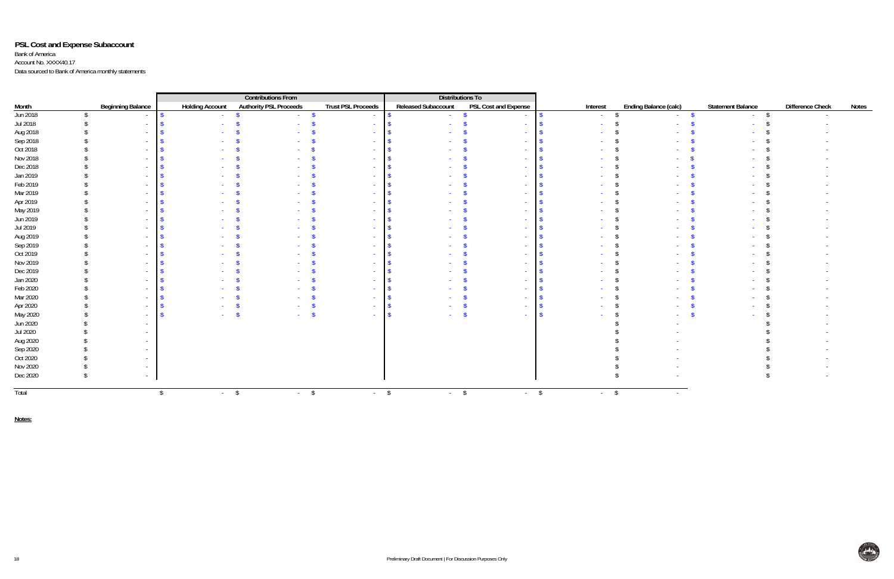**PSL Cost and Expense Subaccount**

Bank of America
Account No. XXXX40.17
Data sourced to Bank of America monthly statements

| Month | Beginning Balance | Contributions From | | | Distributions To | | Interest | Ending Balance (calc) | Statement Balance | Difference Check | Notes |
|---|---|---|---|---|---|---|---|---|---|---|---|
| | | Holding Account | Authority PSL Proceeds | Trust PSL Proceeds | Released Subaccount | PSL Cost and Expense | | | | | |
| Jun 2018 | $ - | $ - | $ - | $ - | $ - | $ - | $ - | $ - | $ - | $ - | |
| Jul 2018 | $ - | $ - | $ - | $ - | $ - | $ - | $ - | $ - | $ - | $ - | |
| Aug 2018 | $ - | $ - | $ - | $ - | $ - | $ - | $ - | $ - | $ - | $ - | |
| Sep 2018 | $ - | $ - | $ - | $ - | $ - | $ - | $ - | $ - | $ - | $ - | |
| Oct 2018 | $ - | $ - | $ - | $ - | $ - | $ - | $ - | $ - | $ - | $ - | |
| Nov 2018 | $ - | $ - | $ - | $ - | $ - | $ - | $ - | $ - | $ - | $ - | |
| Dec 2018 | $ - | $ - | $ - | $ - | $ - | $ - | $ - | $ - | $ - | $ - | |
| Jan 2019 | $ - | $ - | $ - | $ - | $ - | $ - | $ - | $ - | $ - | $ - | |
| Feb 2019 | $ - | $ - | $ - | $ - | $ - | $ - | $ - | $ - | $ - | $ - | |
| Mar 2019 | $ - | $ - | $ - | $ - | $ - | $ - | $ - | $ - | $ - | $ - | |
| Apr 2019 | $ - | $ - | $ - | $ - | $ - | $ - | $ - | $ - | $ - | $ - | |
| May 2019 | $ - | $ - | $ - | $ - | $ - | $ - | $ - | $ - | $ - | $ - | |
| Jun 2019 | $ - | $ - | $ - | $ - | $ - | $ - | $ - | $ - | $ - | $ - | |
| Jul 2019 | $ - | $ - | $ - | $ - | $ - | $ - | $ - | $ - | $ - | $ - | |
| Aug 2019 | $ - | $ - | $ - | $ - | $ - | $ - | $ - | $ - | $ - | $ - | |
| Sep 2019 | $ - | $ - | $ - | $ - | $ - | $ - | $ - | $ - | $ - | $ - | |
| Oct 2019 | $ - | $ - | $ - | $ - | $ - | $ - | $ - | $ - | $ - | $ - | |
| Nov 2019 | $ - | $ - | $ - | $ - | $ - | $ - | $ - | $ - | $ - | $ - | |
| Dec 2019 | $ - | $ - | $ - | $ - | $ - | $ - | $ - | $ - | $ - | $ - | |
| Jan 2020 | $ - | $ - | $ - | $ - | $ - | $ - | $ - | $ - | $ - | $ - | |
| Feb 2020 | $ - | $ - | $ - | $ - | $ - | $ - | $ - | $ - | $ - | $ - | |
| Mar 2020 | $ - | $ - | $ - | $ - | $ - | $ - | $ - | $ - | $ - | $ - | |
| Apr 2020 | $ - | $ - | $ - | $ - | $ - | $ - | $ - | $ - | $ - | $ - | |
| May 2020 | $ - | $ - | $ - | $ - | $ - | $ - | $ - | $ - | $ - | $ - | |
| Jun 2020 | $ - | | | | | | | $ - | | $ - | |
| Jul 2020 | $ - | | | | | | | $ - | | $ - | |
| Aug 2020 | $ - | | | | | | | $ - | | $ - | |
| Sep 2020 | $ - | | | | | | | $ - | | $ - | |
| Oct 2020 | $ - | | | | | | | $ - | | $ - | |
| Nov 2020 | $ - | | | | | | | $ - | | $ - | |
| Dec 2020 | $ - | | | | | | | $ - | | $ - | |
| Total | | $ - | $ - | $ - | $ - | $ - | $ - | $ - | | | |

**Notes:**

Preliminary Draft Document | For Discussion Purposes Only